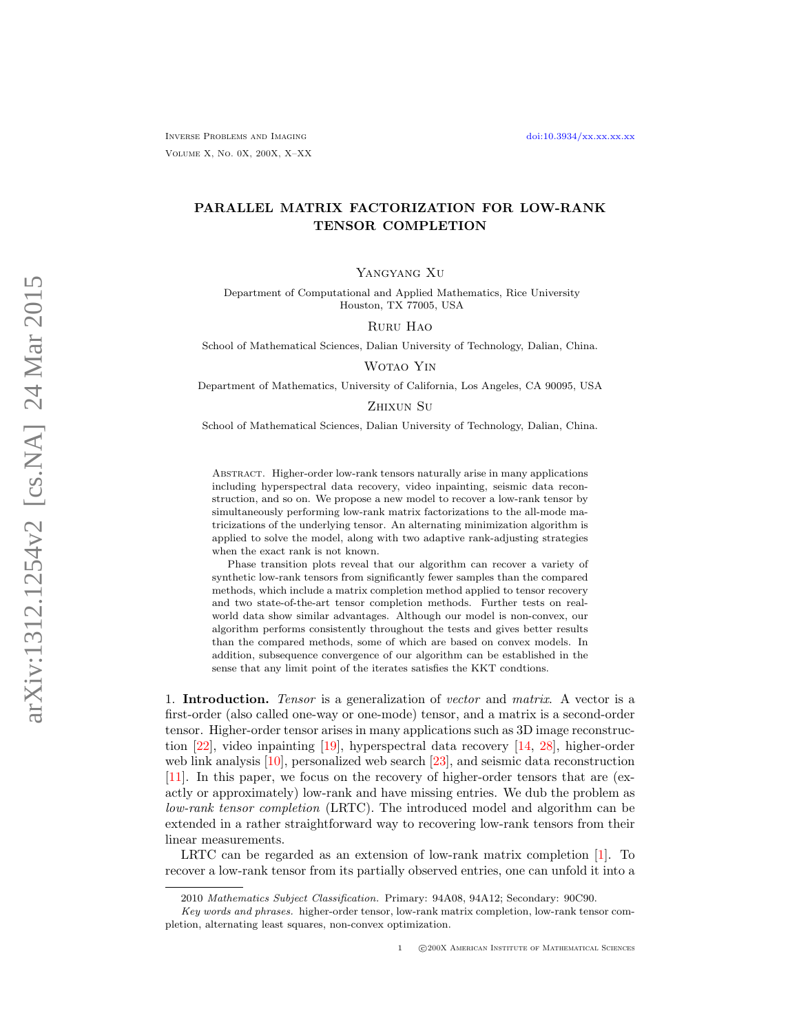# PARALLEL MATRIX FACTORIZATION FOR LOW-RANK TENSOR COMPLETION

Yangyang Xu

Department of Computational and Applied Mathematics, Rice University
Houston, TX 77005, USA

Ruru Hao

School of Mathematical Sciences, Dalian University of Technology, Dalian, China.

Wotao Yin

Department of Mathematics, University of California, Los Angeles, CA 90095, USA

Zhixun Su

School of Mathematical Sciences, Dalian University of Technology, Dalian, China.

Abstract. Higher-order low-rank tensors naturally arise in many applications including hyperspectral data recovery, video inpainting, seismic data reconstruction, and so on. We propose a new model to recover a low-rank tensor by simultaneously performing low-rank matrix factorizations to the all-mode matricizations of the underlying tensor. An alternating minimization algorithm is applied to solve the model, along with two adaptive rank-adjusting strategies when the exact rank is not known.

Phase transition plots reveal that our algorithm can recover a variety of synthetic low-rank tensors from significantly fewer samples than the compared methods, which include a matrix completion method applied to tensor recovery and two state-of-the-art tensor completion methods. Further tests on real-world data show similar advantages. Although our model is non-convex, our algorithm performs consistently throughout the tests and gives better results than the compared methods, some of which are based on convex models. In addition, subsequence convergence of our algorithm can be established in the sense that any limit point of the iterates satisfies the KKT condtions.

## 1. Introduction.

*Tensor* is a generalization of *vector* and *matrix*. A vector is a first-order (also called one-way or one-mode) tensor, and a matrix is a second-order tensor. Higher-order tensor arises in many applications such as 3D image reconstruction [22], video inpainting [19], hyperspectral data recovery [14, 28], higher-order web link analysis [10], personalized web search [23], and seismic data reconstruction [11]. In this paper, we focus on the recovery of higher-order tensors that are (exactly or approximately) low-rank and have missing entries. We dub the problem as *low-rank tensor completion* (LRTC). The introduced model and algorithm can be extended in a rather straightforward way to recovering low-rank tensors from their linear measurements.

LRTC can be regarded as an extension of low-rank matrix completion [1]. To recover a low-rank tensor from its partially observed entries, one can unfold it into a

2010 *Mathematics Subject Classification.* Primary: 94A08, 94A12; Secondary: 90C90.

*Key words and phrases.* higher-order tensor, low-rank matrix completion, low-rank tensor completion, alternating least squares, non-convex optimization.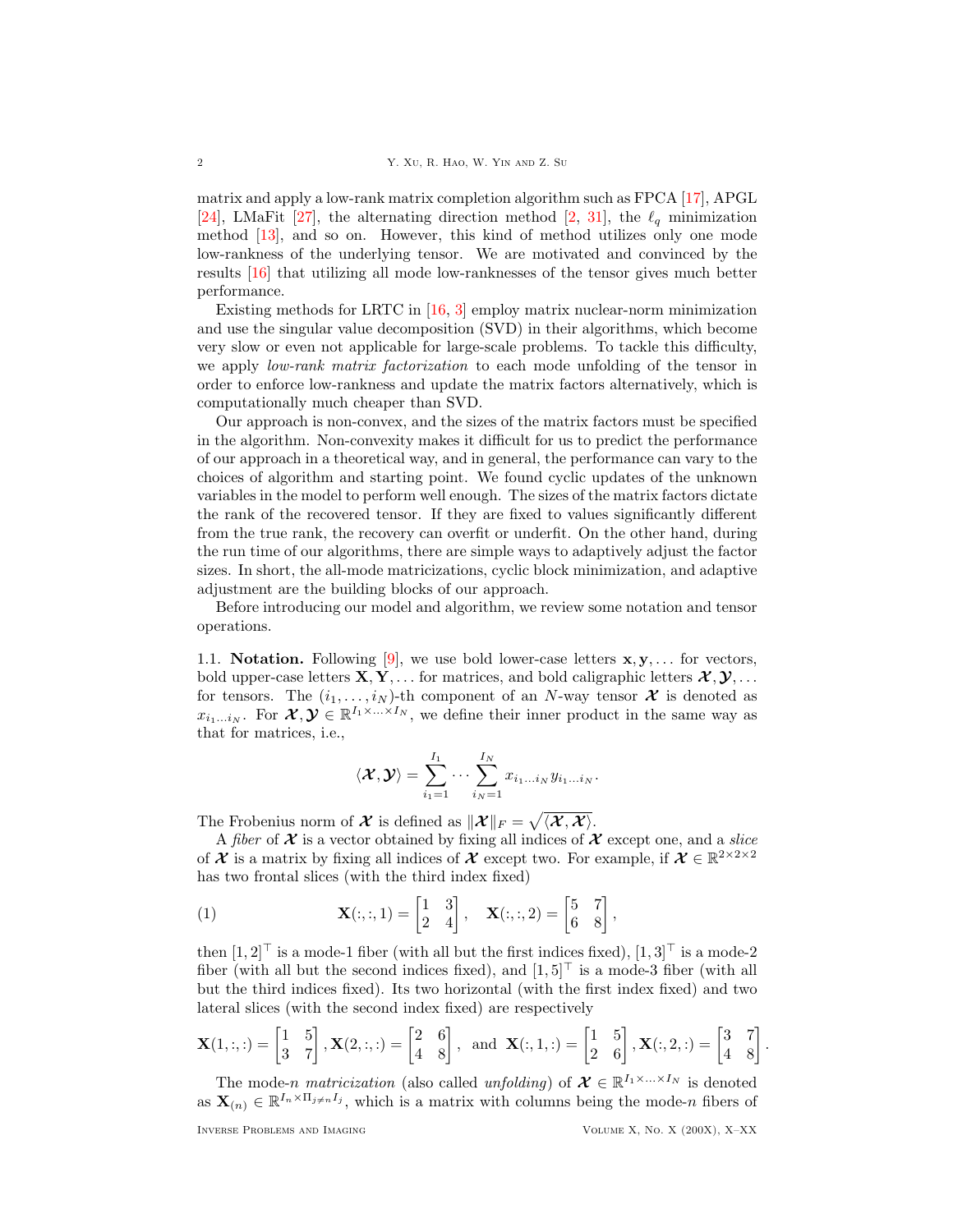matrix and apply a low-rank matrix completion algorithm such as FPCA [17], APGL [24], LMaFit [27], the alternating direction method [2, 31], the $\ell_q$ minimization method [13], and so on. However, this kind of method utilizes only one mode low-rankness of the underlying tensor. We are motivated and convinced by the results [16] that utilizing all mode low-ranknesses of the tensor gives much better performance.

Existing methods for LRTC in [16, 3] employ matrix nuclear-norm minimization and use the singular value decomposition (SVD) in their algorithms, which become very slow or even not applicable for large-scale problems. To tackle this difficulty, we apply *low-rank matrix factorization* to each mode unfolding of the tensor in order to enforce low-rankness and update the matrix factors alternatively, which is computationally much cheaper than SVD.

Our approach is non-convex, and the sizes of the matrix factors must be specified in the algorithm. Non-convexity makes it difficult for us to predict the performance of our approach in a theoretical way, and in general, the performance can vary to the choices of algorithm and starting point. We found cyclic updates of the unknown variables in the model to perform well enough. The sizes of the matrix factors dictate the rank of the recovered tensor. If they are fixed to values significantly different from the true rank, the recovery can overfit or underfit. On the other hand, during the run time of our algorithms, there are simple ways to adaptively adjust the factor sizes. In short, the all-mode matricizations, cyclic block minimization, and adaptive adjustment are the building blocks of our approach.

Before introducing our model and algorithm, we review some notation and tensor operations.

1.1. **Notation.** Following [9], we use bold lower-case letters $\mathbf{x}, \mathbf{y}, \ldots$ for vectors, bold upper-case letters $\mathbf{X}, \mathbf{Y}, \ldots$ for matrices, and bold caligraphic letters $\boldsymbol{\mathcal{X}}, \boldsymbol{\mathcal{Y}}, \ldots$ for tensors. The $(i_1, \ldots, i_N)$-th component of an $N$-way tensor $\boldsymbol{\mathcal{X}}$ is denoted as $x_{i_1 \ldots i_N}$. For $\boldsymbol{\mathcal{X}}, \boldsymbol{\mathcal{Y}} \in \mathbb{R}^{I_1 \times \ldots \times I_N}$, we define their inner product in the same way as that for matrices, i.e.,

$$\langle \boldsymbol{\mathcal{X}}, \boldsymbol{\mathcal{Y}} \rangle = \sum_{i_1=1}^{I_1} \cdots \sum_{i_N=1}^{I_N} x_{i_1 \ldots i_N} y_{i_1 \ldots i_N}.$$

The Frobenius norm of $\boldsymbol{\mathcal{X}}$ is defined as $\|\boldsymbol{\mathcal{X}}\|_F = \sqrt{\langle \boldsymbol{\mathcal{X}}, \boldsymbol{\mathcal{X}} \rangle}$.

A *fiber* of $\boldsymbol{\mathcal{X}}$ is a vector obtained by fixing all indices of $\boldsymbol{\mathcal{X}}$ except one, and a *slice* of $\boldsymbol{\mathcal{X}}$ is a matrix by fixing all indices of $\boldsymbol{\mathcal{X}}$ except two. For example, if $\boldsymbol{\mathcal{X}} \in \mathbb{R}^{2 \times 2 \times 2}$ has two frontal slices (with the third index fixed)

$$\mathbf{X}(:,:,1) = \begin{bmatrix} 1 & 3 \\ 2 & 4 \end{bmatrix}, \quad \mathbf{X}(:,:,2) = \begin{bmatrix} 5 & 7 \\ 6 & 8 \end{bmatrix}, \tag{1}$$

then $[1, 2]^\top$ is a mode-1 fiber (with all but the first indices fixed), $[1, 3]^\top$ is a mode-2 fiber (with all but the second indices fixed), and $[1, 5]^\top$ is a mode-3 fiber (with all but the third indices fixed). Its two horizontal (with the first index fixed) and two lateral slices (with the second index fixed) are respectively

$$\mathbf{X}(1,:,:) = \begin{bmatrix} 1 & 5 \\ 3 & 7 \end{bmatrix}, \mathbf{X}(2,:,:) = \begin{bmatrix} 2 & 6 \\ 4 & 8 \end{bmatrix}, \text{ and } \mathbf{X}(:,1,:) = \begin{bmatrix} 1 & 5 \\ 2 & 6 \end{bmatrix}, \mathbf{X}(:,2,:) = \begin{bmatrix} 3 & 7 \\ 4 & 8 \end{bmatrix}.$$

The mode-$n$ *matricization* (also called *unfolding*) of $\boldsymbol{\mathcal{X}} \in \mathbb{R}^{I_1 \times \ldots \times I_N}$ is denoted as $\mathbf{X}_{(n)} \in \mathbb{R}^{I_n \times \Pi_{j \neq n} I_j}$, which is a matrix with columns being the mode-$n$ fibers of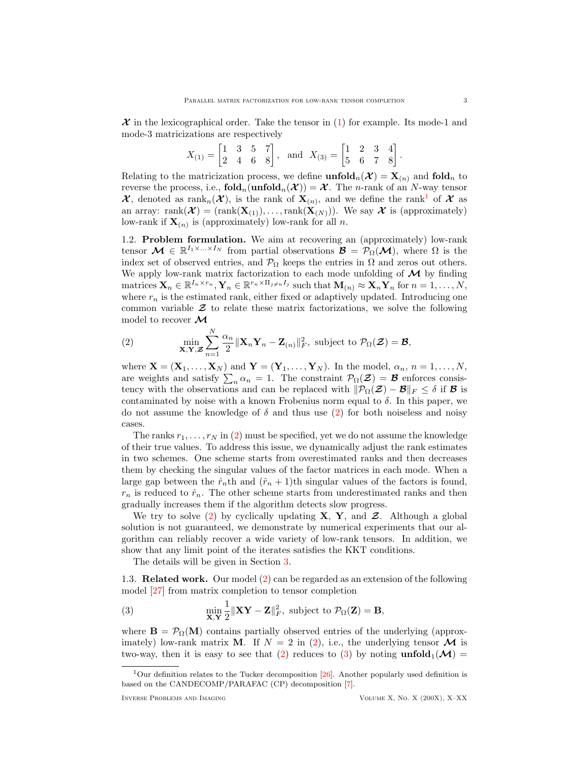$\boldsymbol{\mathcal{X}}$ in the lexicographical order. Take the tensor in (1) for example. Its mode-1 and mode-3 matricizations are respectively

$$X_{(1)} = \begin{bmatrix} 1 & 3 & 5 & 7 \\ 2 & 4 & 6 & 8 \end{bmatrix}, \text{ and } X_{(3)} = \begin{bmatrix} 1 & 2 & 3 & 4 \\ 5 & 6 & 7 & 8 \end{bmatrix}.$$

Relating to the matricization process, we define $\mathbf{unfold}_n(\boldsymbol{\mathcal{X}}) = \mathbf{X}_{(n)}$ and $\mathbf{fold}_n$ to reverse the process, i.e., $\mathbf{fold}_n(\mathbf{unfold}_n(\boldsymbol{\mathcal{X}})) = \boldsymbol{\mathcal{X}}$. The $n$-rank of an $N$-way tensor $\boldsymbol{\mathcal{X}}$, denoted as $\text{rank}_n(\boldsymbol{\mathcal{X}})$, is the rank of $\mathbf{X}_{(n)}$, and we define the rank[1] of $\boldsymbol{\mathcal{X}}$ as an array: $\text{rank}(\boldsymbol{\mathcal{X}}) = (\text{rank}(\mathbf{X}_{(1)}), \ldots, \text{rank}(\mathbf{X}_{(N)}))$. We say $\boldsymbol{\mathcal{X}}$ is (approximately) low-rank if $\mathbf{X}_{(n)}$ is (approximately) low-rank for all $n$.

1.2. **Problem formulation.** We aim at recovering an (approximately) low-rank tensor $\boldsymbol{\mathcal{M}} \in \mathbb{R}^{I_1 \times \ldots \times I_N}$ from partial observations $\boldsymbol{\mathcal{B}} = \mathcal{P}_\Omega(\boldsymbol{\mathcal{M}})$, where $\Omega$ is the index set of observed entries, and $\mathcal{P}_\Omega$ keeps the entries in $\Omega$ and zeros out others. We apply low-rank matrix factorization to each mode unfolding of $\boldsymbol{\mathcal{M}}$ by finding matrices $\mathbf{X}_n \in \mathbb{R}^{I_n \times r_n}, \mathbf{Y}_n \in \mathbb{R}^{r_n \times \Pi_{j \neq n} I_j}$ such that $\mathbf{M}_{(n)} \approx \mathbf{X}_n \mathbf{Y}_n$ for $n = 1, \ldots, N$, where $r_n$ is the estimated rank, either fixed or adaptively updated. Introducing one common variable $\boldsymbol{\mathcal{Z}}$ to relate these matrix factorizations, we solve the following model to recover $\boldsymbol{\mathcal{M}}$

$$\min_{\mathbf{X}, \mathbf{Y}, \boldsymbol{\mathcal{Z}}} \sum_{n=1}^{N} \frac{\alpha_n}{2} \|\mathbf{X}_n \mathbf{Y}_n - \mathbf{Z}_{(n)}\|_F^2, \text{ subject to } \mathcal{P}_\Omega(\boldsymbol{\mathcal{Z}}) = \boldsymbol{\mathcal{B}}, \tag{2}$$

where $\mathbf{X} = (\mathbf{X}_1, \ldots, \mathbf{X}_N)$ and $\mathbf{Y} = (\mathbf{Y}_1, \ldots, \mathbf{Y}_N)$. In the model, $\alpha_n$, $n = 1, \ldots, N$, are weights and satisfy $\sum_n \alpha_n = 1$. The constraint $\mathcal{P}_\Omega(\boldsymbol{\mathcal{Z}}) = \boldsymbol{\mathcal{B}}$ enforces consistency with the observations and can be replaced with $\|\mathcal{P}_\Omega(\boldsymbol{\mathcal{Z}}) - \boldsymbol{\mathcal{B}}\|_F \leq \delta$ if $\boldsymbol{\mathcal{B}}$ is contaminated by noise with a known Frobenius norm equal to $\delta$. In this paper, we do not assume the knowledge of $\delta$ and thus use (2) for both noiseless and noisy cases.

The ranks $r_1, \ldots, r_N$ in (2) must be specified, yet we do not assume the knowledge of their true values. To address this issue, we dynamically adjust the rank estimates in two schemes. One scheme starts from overestimated ranks and then decreases them by checking the singular values of the factor matrices in each mode. When a large gap between the $\hat{r}_n$th and $(\hat{r}_n + 1)$th singular values of the factors is found, $r_n$ is reduced to $\hat{r}_n$. The other scheme starts from underestimated ranks and then gradually increases them if the algorithm detects slow progress.

We try to solve (2) by cyclically updating $\mathbf{X}$, $\mathbf{Y}$, and $\boldsymbol{\mathcal{Z}}$. Although a global solution is not guaranteed, we demonstrate by numerical experiments that our algorithm can reliably recover a wide variety of low-rank tensors. In addition, we show that any limit point of the iterates satisfies the KKT conditions.

The details will be given in Section 3.

1.3. **Related work.** Our model (2) can be regarded as an extension of the following model [27] from matrix completion to tensor completion

$$\min_{\mathbf{X}, \mathbf{Y}} \frac{1}{2} \|\mathbf{X}\mathbf{Y} - \mathbf{Z}\|_F^2, \text{ subject to } \mathcal{P}_\Omega(\mathbf{Z}) = \mathbf{B}, \tag{3}$$

where $\mathbf{B} = \mathcal{P}_\Omega(\mathbf{M})$ contains partially observed entries of the underlying (approximately) low-rank matrix $\mathbf{M}$. If $N = 2$ in (2), i.e., the underlying tensor $\boldsymbol{\mathcal{M}}$ is two-way, then it is easy to see that (2) reduces to (3) by noting $\mathbf{unfold}_1(\boldsymbol{\mathcal{M}}) =$

[1] Our definition relates to the Tucker decomposition [26]. Another popularly used definition is based on the CANDECOMP/PARAFAC (CP) decomposition [7].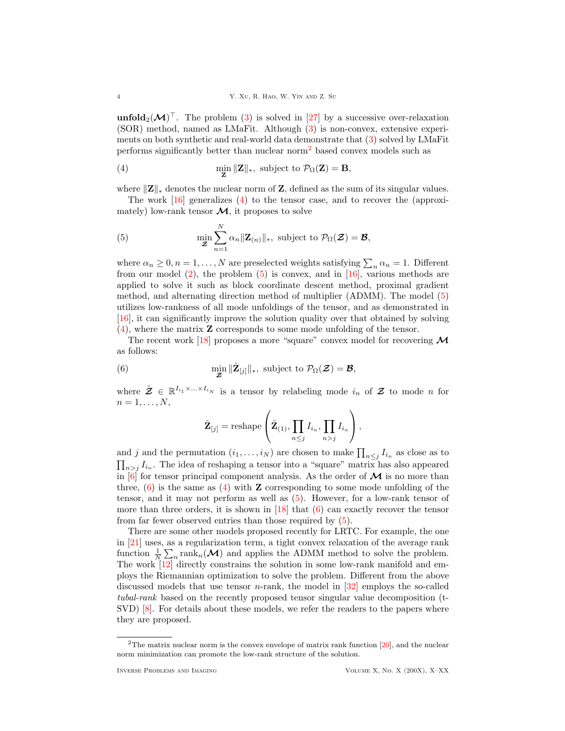$\mathbf{unfold}_2(\boldsymbol{\mathcal{M}})^\top$. The problem (3) is solved in [27] by a successive over-relaxation (SOR) method, named as LMaFit. Although (3) is non-convex, extensive experiments on both synthetic and real-world data demonstrate that (3) solved by LMaFit performs significantly better than nuclear norm[2] based convex models such as

$$\min_{\mathbf{Z}} \|\mathbf{Z}\|_*, \text{ subject to } \mathcal{P}_\Omega(\mathbf{Z}) = \mathbf{B}, \tag{4}$$

where $\|\mathbf{Z}\|_*$ denotes the nuclear norm of $\mathbf{Z}$, defined as the sum of its singular values.

The work [16] generalizes (4) to the tensor case, and to recover the (approximately) low-rank tensor $\boldsymbol{\mathcal{M}}$, it proposes to solve

$$\min_{\boldsymbol{\mathcal{Z}}} \sum_{n=1}^{N} \alpha_n \|\mathbf{Z}_{(n)}\|_*, \text{ subject to } \mathcal{P}_\Omega(\boldsymbol{\mathcal{Z}}) = \boldsymbol{\mathcal{B}}, \tag{5}$$

where $\alpha_n \geq 0, n = 1, \ldots, N$ are preselected weights satisfying $\sum_n \alpha_n = 1$. Different from our model (2), the problem (5) is convex, and in [16], various methods are applied to solve it such as block coordinate descent method, proximal gradient method, and alternating direction method of multiplier (ADMM). The model (5) utilizes low-rankness of all mode unfoldings of the tensor, and as demonstrated in [16], it can significantly improve the solution quality over that obtained by solving (4), where the matrix $\mathbf{Z}$ corresponds to some mode unfolding of the tensor.

The recent work [18] proposes a more "square" convex model for recovering $\boldsymbol{\mathcal{M}}$ as follows:

$$\min_{\boldsymbol{\mathcal{Z}}} \|\hat{\mathbf{Z}}_{[j]}\|_*, \text{ subject to } \mathcal{P}_\Omega(\boldsymbol{\mathcal{Z}}) = \boldsymbol{\mathcal{B}}, \tag{6}$$

where $\hat{\boldsymbol{\mathcal{Z}}} \in \mathbb{R}^{I_{i_1} \times \ldots \times I_{i_N}}$ is a tensor by relabeling mode $i_n$ of $\boldsymbol{\mathcal{Z}}$ to mode $n$ for $n = 1, \ldots, N$,

$$\hat{\mathbf{Z}}_{[j]} = \text{reshape}\left(\hat{\mathbf{Z}}_{(1)}, \prod_{n \leq j} I_{i_n}, \prod_{n > j} I_{i_n}\right),$$

and $j$ and the permutation $(i_1, \ldots, i_N)$ are chosen to make $\prod_{n \leq j} I_{i_n}$ as close as to $\prod_{n > j} I_{i_n}$. The idea of reshaping a tensor into a "square" matrix has also appeared in [6] for tensor principal component analysis. As the order of $\boldsymbol{\mathcal{M}}$ is no more than three, (6) is the same as (4) with $\mathbf{Z}$ corresponding to some mode unfolding of the tensor, and it may not perform as well as (5). However, for a low-rank tensor of more than three orders, it is shown in [18] that (6) can exactly recover the tensor from far fewer observed entries than those required by (5).

There are some other models proposed recently for LRTC. For example, the one in [21] uses, as a regularization term, a tight convex relaxation of the average rank function $\frac{1}{N}\sum_n \text{rank}_n(\boldsymbol{\mathcal{M}})$ and applies the ADMM method to solve the problem. The work [12] directly constrains the solution in some low-rank manifold and employs the Riemannian optimization to solve the problem. Different from the above discussed models that use tensor $n$-rank, the model in [32] employs the so-called *tubal-rank* based on the recently proposed tensor singular value decomposition (t-SVD) [8]. For details about these models, we refer the readers to the papers where they are proposed.

[2] The matrix nuclear norm is the convex envelope of matrix rank function [20], and the nuclear norm minimization can promote the low-rank structure of the solution.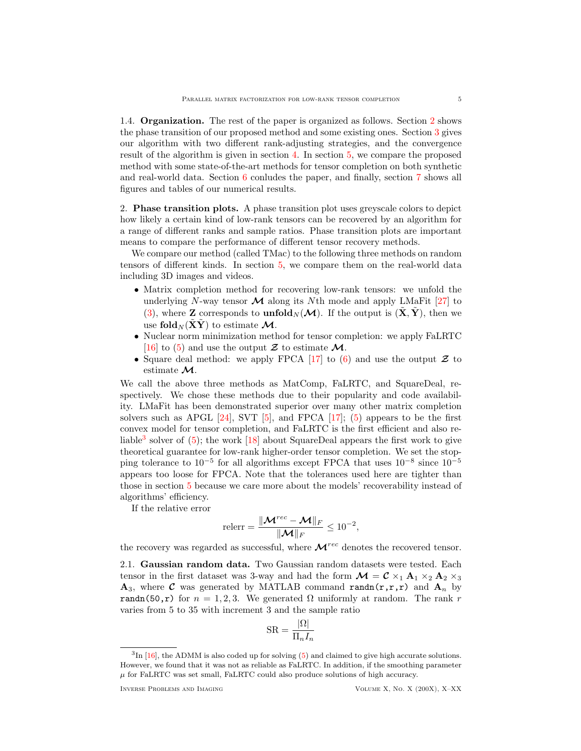1.4. **Organization.** The rest of the paper is organized as follows. Section 2 shows the phase transition of our proposed method and some existing ones. Section 3 gives our algorithm with two different rank-adjusting strategies, and the convergence result of the algorithm is given in section 4. In section 5, we compare the proposed method with some state-of-the-art methods for tensor completion on both synthetic and real-world data. Section 6 conludes the paper, and finally, section 7 shows all figures and tables of our numerical results.

## 2. Phase transition plots.

A phase transition plot uses greyscale colors to depict how likely a certain kind of low-rank tensors can be recovered by an algorithm for a range of different ranks and sample ratios. Phase transition plots are important means to compare the performance of different tensor recovery methods.

We compare our method (called TMac) to the following three methods on random tensors of different kinds. In section 5, we compare them on the real-world data including 3D images and videos.

- Matrix completion method for recovering low-rank tensors: we unfold the underlying $N$-way tensor $\boldsymbol{\mathcal{M}}$ along its $N$th mode and apply LMaFit [27] to (3), where $\mathbf{Z}$ corresponds to $\mathbf{unfold}_N(\boldsymbol{\mathcal{M}})$. If the output is $(\tilde{\mathbf{X}}, \tilde{\mathbf{Y}})$, then we use $\mathbf{fold}_N(\tilde{\mathbf{X}}\tilde{\mathbf{Y}})$ to estimate $\boldsymbol{\mathcal{M}}$.
- Nuclear norm minimization method for tensor completion: we apply FaLRTC [16] to (5) and use the output $\boldsymbol{\mathcal{Z}}$ to estimate $\boldsymbol{\mathcal{M}}$.
- Square deal method: we apply FPCA [17] to (6) and use the output $\boldsymbol{\mathcal{Z}}$ to estimate $\boldsymbol{\mathcal{M}}$.

We call the above three methods as MatComp, FaLRTC, and SquareDeal, respectively. We chose these methods due to their popularity and code availability. LMaFit has been demonstrated superior over many other matrix completion solvers such as APGL [24], SVT [5], and FPCA [17]; (5) appears to be the first convex model for tensor completion, and FaLRTC is the first efficient and also reliable[3] solver of (5); the work [18] about SquareDeal appears the first work to give theoretical guarantee for low-rank higher-order tensor completion. We set the stopping tolerance to $10^{-5}$ for all algorithms except FPCA that uses $10^{-8}$ since $10^{-5}$ appears too loose for FPCA. Note that the tolerances used here are tighter than those in section 5 because we care more about the models' recoverability instead of algorithms' efficiency.

If the relative error

$$\text{relerr} = \frac{\|\boldsymbol{\mathcal{M}}^{rec} - \boldsymbol{\mathcal{M}}\|_F}{\|\boldsymbol{\mathcal{M}}\|_F} \le 10^{-2},$$

the recovery was regarded as successful, where $\boldsymbol{\mathcal{M}}^{rec}$ denotes the recovered tensor.

### 2.1. Gaussian random data.

Two Gaussian random datasets were tested. Each tensor in the first dataset was 3-way and had the form $\boldsymbol{\mathcal{M}} = \boldsymbol{\mathcal{C}} \times_1 \mathbf{A}_1 \times_2 \mathbf{A}_2 \times_3 \mathbf{A}_3$, where $\boldsymbol{\mathcal{C}}$ was generated by MATLAB command `randn(r,r,r)` and $\mathbf{A}_n$ by `randn(50,r)` for $n = 1, 2, 3$. We generated $\Omega$ uniformly at random. The rank $r$ varies from 5 to 35 with increment 3 and the sample ratio

$$\text{SR} = \frac{|\Omega|}{\Pi_n I_n}$$

[3] In [16], the ADMM is also coded up for solving (5) and claimed to give high accurate solutions. However, we found that it was not as reliable as FaLRTC. In addition, if the smoothing parameter $\mu$ for FaLRTC was set small, FaLRTC could also produce solutions of high accuracy.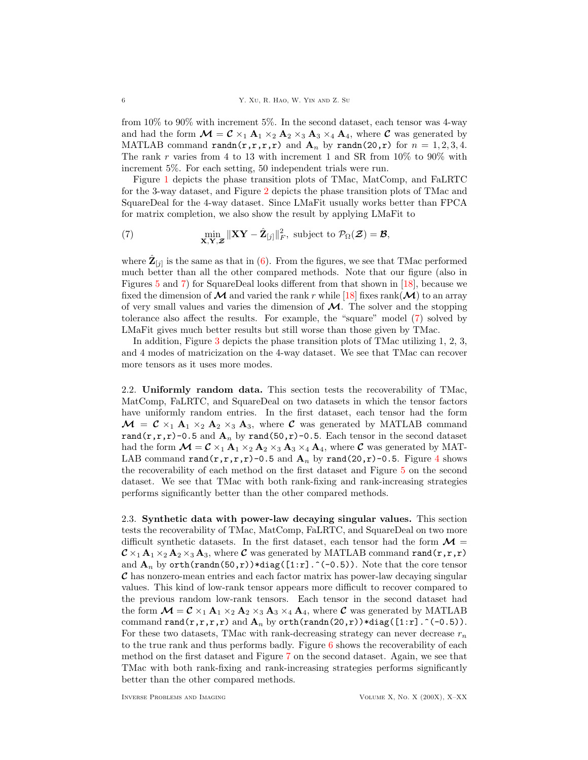from 10% to 90% with increment 5%. In the second dataset, each tensor was 4-way and had the form $\boldsymbol{\mathcal{M}} = \boldsymbol{\mathcal{C}} \times_1 \mathbf{A}_1 \times_2 \mathbf{A}_2 \times_3 \mathbf{A}_3 \times_4 \mathbf{A}_4$, where $\boldsymbol{\mathcal{C}}$ was generated by MATLAB command `randn(r,r,r,r)` and $\mathbf{A}_n$ by `randn(20,r)` for $n = 1, 2, 3, 4$. The rank $r$ varies from 4 to 13 with increment 1 and SR from 10% to 90% with increment 5%. For each setting, 50 independent trials were run.

Figure 1 depicts the phase transition plots of TMac, MatComp, and FaLRTC for the 3-way dataset, and Figure 2 depicts the phase transition plots of TMac and SquareDeal for the 4-way dataset. Since LMaFit usually works better than FPCA for matrix completion, we also show the result by applying LMaFit to

$$\min_{\mathbf{X},\mathbf{Y},\boldsymbol{\mathcal{Z}}} \|\mathbf{X}\mathbf{Y} - \hat{\mathbf{Z}}_{[j]}\|_F^2, \text{ subject to } \mathcal{P}_\Omega(\boldsymbol{\mathcal{Z}}) = \boldsymbol{\mathcal{B}}, \tag{7}$$

where $\hat{\mathbf{Z}}_{[j]}$ is the same as that in (6). From the figures, we see that TMac performed much better than all the other compared methods. Note that our figure (also in Figures 5 and 7) for SquareDeal looks different from that shown in [18], because we fixed the dimension of $\boldsymbol{\mathcal{M}}$ and varied the rank $r$ while [18] fixes $\text{rank}(\boldsymbol{\mathcal{M}})$ to an array of very small values and varies the dimension of $\boldsymbol{\mathcal{M}}$. The solver and the stopping tolerance also affect the results. For example, the "square" model (7) solved by LMaFit gives much better results but still worse than those given by TMac.

In addition, Figure 3 depicts the phase transition plots of TMac utilizing 1, 2, 3, and 4 modes of matricization on the 4-way dataset. We see that TMac can recover more tensors as it uses more modes.

**2.2. Uniformly random data.** This section tests the recoverability of TMac, MatComp, FaLRTC, and SquareDeal on two datasets in which the tensor factors have uniformly random entries. In the first dataset, each tensor had the form $\boldsymbol{\mathcal{M}} = \boldsymbol{\mathcal{C}} \times_1 \mathbf{A}_1 \times_2 \mathbf{A}_2 \times_3 \mathbf{A}_3$, where $\boldsymbol{\mathcal{C}}$ was generated by MATLAB command `rand(r,r,r)-0.5` and $\mathbf{A}_n$ by `rand(50,r)-0.5`. Each tensor in the second dataset had the form $\boldsymbol{\mathcal{M}} = \boldsymbol{\mathcal{C}} \times_1 \mathbf{A}_1 \times_2 \mathbf{A}_2 \times_3 \mathbf{A}_3 \times_4 \mathbf{A}_4$, where $\boldsymbol{\mathcal{C}}$ was generated by MATLAB command `rand(r,r,r,r)-0.5` and $\mathbf{A}_n$ by `rand(20,r)-0.5`. Figure 4 shows the recoverability of each method on the first dataset and Figure 5 on the second dataset. We see that TMac with both rank-fixing and rank-increasing strategies performs significantly better than the other compared methods.

**2.3. Synthetic data with power-law decaying singular values.** This section tests the recoverability of TMac, MatComp, FaLRTC, and SquareDeal on two more difficult synthetic datasets. In the first dataset, each tensor had the form $\boldsymbol{\mathcal{M}} = \boldsymbol{\mathcal{C}} \times_1 \mathbf{A}_1 \times_2 \mathbf{A}_2 \times_3 \mathbf{A}_3$, where $\boldsymbol{\mathcal{C}}$ was generated by MATLAB command `rand(r,r,r)` and $\mathbf{A}_n$ by `orth(randn(50,r))*diag([1:r].^(-0.5))`. Note that the core tensor $\boldsymbol{\mathcal{C}}$ has nonzero-mean entries and each factor matrix has power-law decaying singular values. This kind of low-rank tensor appears more difficult to recover compared to the previous random low-rank tensors. Each tensor in the second dataset had the form $\boldsymbol{\mathcal{M}} = \boldsymbol{\mathcal{C}} \times_1 \mathbf{A}_1 \times_2 \mathbf{A}_2 \times_3 \mathbf{A}_3 \times_4 \mathbf{A}_4$, where $\boldsymbol{\mathcal{C}}$ was generated by MATLAB command `rand(r,r,r,r)` and $\mathbf{A}_n$ by `orth(randn(20,r))*diag([1:r].^(-0.5))`. For these two datasets, TMac with rank-decreasing strategy can never decrease $r_n$ to the true rank and thus performs badly. Figure 6 shows the recoverability of each method on the first dataset and Figure 7 on the second dataset. Again, we see that TMac with both rank-fixing and rank-increasing strategies performs significantly better than the other compared methods.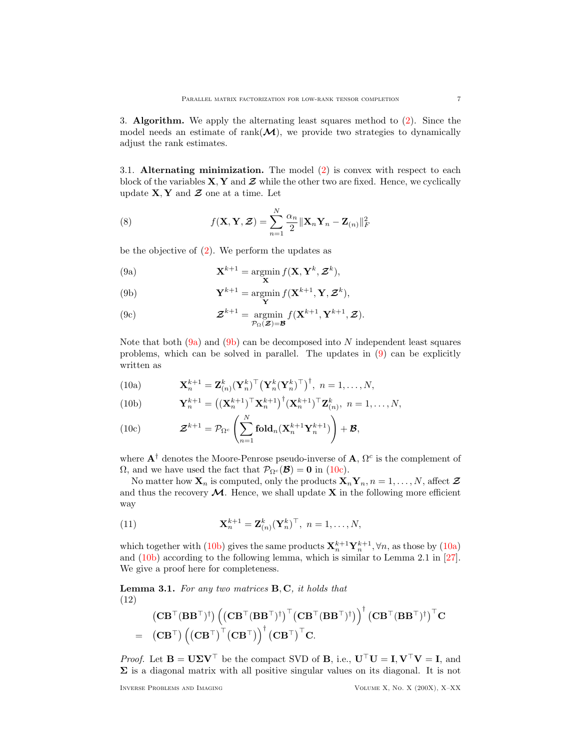3. **Algorithm.** We apply the alternating least squares method to (2). Since the model needs an estimate of $\text{rank}(\mathcal{M})$, we provide two strategies to dynamically adjust the rank estimates.

3.1. **Alternating minimization.** The model (2) is convex with respect to each block of the variables $\mathbf{X}, \mathbf{Y}$ and $\mathcal{Z}$ while the other two are fixed. Hence, we cyclically update $\mathbf{X}, \mathbf{Y}$ and $\mathcal{Z}$ one at a time. Let

$$f(\mathbf{X}, \mathbf{Y}, \mathcal{Z}) = \sum_{n=1}^{N} \frac{\alpha_n}{2} \|\mathbf{X}_n \mathbf{Y}_n - \mathbf{Z}_{(n)}\|_F^2 \tag{8}$$

be the objective of (2). We perform the updates as

$$\mathbf{X}^{k+1} = \underset{\mathbf{X}}{\text{argmin}}\, f(\mathbf{X}, \mathbf{Y}^k, \mathcal{Z}^k), \tag{9a}$$

$$\mathbf{Y}^{k+1} = \underset{\mathbf{Y}}{\text{argmin}}\, f(\mathbf{X}^{k+1}, \mathbf{Y}, \mathcal{Z}^k), \tag{9b}$$

$$\mathcal{Z}^{k+1} = \underset{\mathcal{P}_\Omega(\mathcal{Z}) = \mathcal{B}}{\text{argmin}}\, f(\mathbf{X}^{k+1}, \mathbf{Y}^{k+1}, \mathcal{Z}). \tag{9c}$$

Note that both (9a) and (9b) can be decomposed into $N$ independent least squares problems, which can be solved in parallel. The updates in (9) can be explicitly written as

$$\mathbf{X}_n^{k+1} = \mathbf{Z}_{(n)}^k (\mathbf{Y}_n^k)^\top \left(\mathbf{Y}_n^k (\mathbf{Y}_n^k)^\top\right)^\dagger,\ n = 1, \ldots, N, \tag{10a}$$

$$\mathbf{Y}_n^{k+1} = \left((\mathbf{X}_n^{k+1})^\top \mathbf{X}_n^{k+1}\right)^\dagger (\mathbf{X}_n^{k+1})^\top \mathbf{Z}_{(n)}^k,\ n = 1, \ldots, N, \tag{10b}$$

$$\mathcal{Z}^{k+1} = \mathcal{P}_{\Omega^c}\left(\sum_{n=1}^{N} \mathbf{fold}_n(\mathbf{X}_n^{k+1} \mathbf{Y}_n^{k+1})\right) + \mathcal{B}, \tag{10c}$$

where $\mathbf{A}^\dagger$ denotes the Moore-Penrose pseudo-inverse of $\mathbf{A}$, $\Omega^c$ is the complement of $\Omega$, and we have used the fact that $\mathcal{P}_{\Omega^c}(\mathcal{B}) = \mathbf{0}$ in (10c).

No matter how $\mathbf{X}_n$ is computed, only the products $\mathbf{X}_n \mathbf{Y}_n, n = 1, \ldots, N$, affect $\mathcal{Z}$ and thus the recovery $\mathcal{M}$. Hence, we shall update $\mathbf{X}$ in the following more efficient way

$$\mathbf{X}_n^{k+1} = \mathbf{Z}_{(n)}^k (\mathbf{Y}_n^k)^\top,\ n = 1, \ldots, N, \tag{11}$$

which together with (10b) gives the same products $\mathbf{X}_n^{k+1} \mathbf{Y}_n^{k+1}, \forall n$, as those by (10a) and (10b) according to the following lemma, which is similar to Lemma 2.1 in [27]. We give a proof here for completeness.

**Lemma 3.1.** *For any two matrices $\mathbf{B}, \mathbf{C}$, it holds that*

$$\begin{aligned}
&(\mathbf{C}\mathbf{B}^\top(\mathbf{B}\mathbf{B}^\top)^\dagger)\left((\mathbf{C}\mathbf{B}^\top(\mathbf{B}\mathbf{B}^\top)^\dagger)^\top(\mathbf{C}\mathbf{B}^\top(\mathbf{B}\mathbf{B}^\top)^\dagger)\right)^\dagger(\mathbf{C}\mathbf{B}^\top(\mathbf{B}\mathbf{B}^\top)^\dagger)^\top\mathbf{C} \\
=\ &(\mathbf{C}\mathbf{B}^\top)\left((\mathbf{C}\mathbf{B}^\top)^\top(\mathbf{C}\mathbf{B}^\top)\right)^\dagger(\mathbf{C}\mathbf{B}^\top)^\top\mathbf{C}.
\end{aligned} \tag{12}$$

*Proof.* Let $\mathbf{B} = \mathbf{U}\mathbf{\Sigma}\mathbf{V}^\top$ be the compact SVD of $\mathbf{B}$, i.e., $\mathbf{U}^\top\mathbf{U} = \mathbf{I}, \mathbf{V}^\top\mathbf{V} = \mathbf{I}$, and $\mathbf{\Sigma}$ is a diagonal matrix with all positive singular values on its diagonal. It is not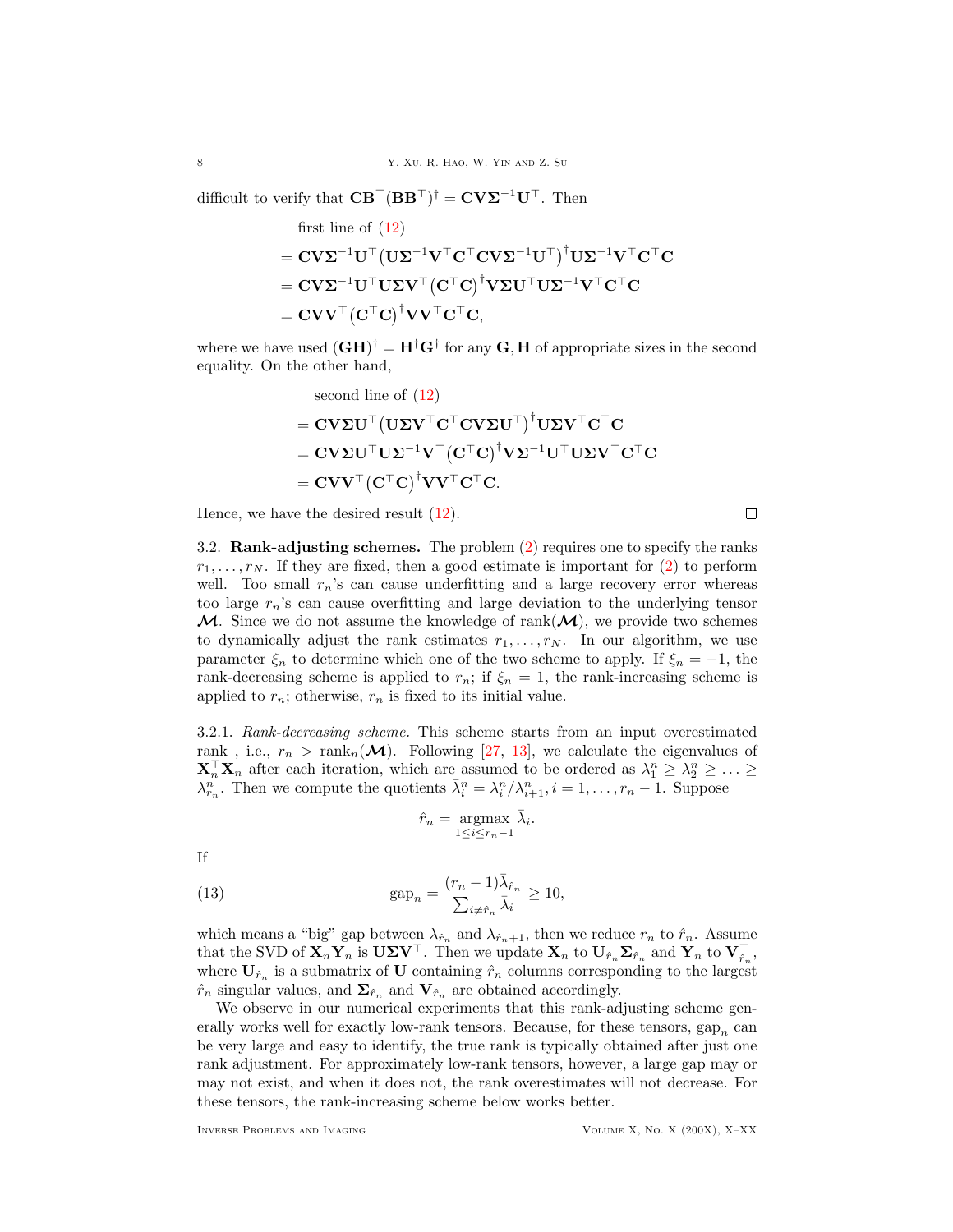difficult to verify that $\mathbf{C}\mathbf{B}^\top(\mathbf{B}\mathbf{B}^\top)^\dagger = \mathbf{C}\mathbf{V}\mathbf{\Sigma}^{-1}\mathbf{U}^\top$. Then

$$
\begin{aligned}
&\text{first line of (12)}\\
=\ &\mathbf{C}\mathbf{V}\mathbf{\Sigma}^{-1}\mathbf{U}^\top\big(\mathbf{U}\mathbf{\Sigma}^{-1}\mathbf{V}^\top\mathbf{C}^\top\mathbf{C}\mathbf{V}\mathbf{\Sigma}^{-1}\mathbf{U}^\top\big)^\dagger\mathbf{U}\mathbf{\Sigma}^{-1}\mathbf{V}^\top\mathbf{C}^\top\mathbf{C}\\
=\ &\mathbf{C}\mathbf{V}\mathbf{\Sigma}^{-1}\mathbf{U}^\top\mathbf{U}\mathbf{\Sigma}\mathbf{V}^\top\big(\mathbf{C}^\top\mathbf{C}\big)^\dagger\mathbf{V}\mathbf{\Sigma}\mathbf{U}^\top\mathbf{U}\mathbf{\Sigma}^{-1}\mathbf{V}^\top\mathbf{C}^\top\mathbf{C}\\
=\ &\mathbf{C}\mathbf{V}\mathbf{V}^\top\big(\mathbf{C}^\top\mathbf{C}\big)^\dagger\mathbf{V}\mathbf{V}^\top\mathbf{C}^\top\mathbf{C},
\end{aligned}
$$

where we have used $(\mathbf{G}\mathbf{H})^\dagger = \mathbf{H}^\dagger\mathbf{G}^\dagger$ for any $\mathbf{G}, \mathbf{H}$ of appropriate sizes in the second equality. On the other hand,

$$
\begin{aligned}
&\text{second line of (12)}\\
=\ &\mathbf{C}\mathbf{V}\mathbf{\Sigma}\mathbf{U}^\top\big(\mathbf{U}\mathbf{\Sigma}\mathbf{V}^\top\mathbf{C}^\top\mathbf{C}\mathbf{V}\mathbf{\Sigma}\mathbf{U}^\top\big)^\dagger\mathbf{U}\mathbf{\Sigma}\mathbf{V}^\top\mathbf{C}^\top\mathbf{C}\\
=\ &\mathbf{C}\mathbf{V}\mathbf{\Sigma}\mathbf{U}^\top\mathbf{U}\mathbf{\Sigma}^{-1}\mathbf{V}^\top\big(\mathbf{C}^\top\mathbf{C}\big)^\dagger\mathbf{V}\mathbf{\Sigma}^{-1}\mathbf{U}^\top\mathbf{U}\mathbf{\Sigma}\mathbf{V}^\top\mathbf{C}^\top\mathbf{C}\\
=\ &\mathbf{C}\mathbf{V}\mathbf{V}^\top\big(\mathbf{C}^\top\mathbf{C}\big)^\dagger\mathbf{V}\mathbf{V}^\top\mathbf{C}^\top\mathbf{C}.
\end{aligned}
$$

Hence, we have the desired result (12). □

### 3.2. Rank-adjusting schemes.

The problem (2) requires one to specify the ranks $r_1, \ldots, r_N$. If they are fixed, then a good estimate is important for (2) to perform well. Too small $r_n$'s can cause underfitting and a large recovery error whereas too large $r_n$'s can cause overfitting and large deviation to the underlying tensor $\boldsymbol{\mathcal{M}}$. Since we do not assume the knowledge of $\text{rank}(\boldsymbol{\mathcal{M}})$, we provide two schemes to dynamically adjust the rank estimates $r_1, \ldots, r_N$. In our algorithm, we use parameter $\xi_n$ to determine which one of the two scheme to apply. If $\xi_n = -1$, the rank-decreasing scheme is applied to $r_n$; if $\xi_n = 1$, the rank-increasing scheme is applied to $r_n$; otherwise, $r_n$ is fixed to its initial value.

#### 3.2.1. *Rank-decreasing scheme.*

This scheme starts from an input overestimated rank , i.e., $r_n > \text{rank}_n(\boldsymbol{\mathcal{M}})$. Following [27, 13], we calculate the eigenvalues of $\mathbf{X}_n^\top\mathbf{X}_n$ after each iteration, which are assumed to be ordered as $\lambda_1^n \geq \lambda_2^n \geq \ldots \geq \lambda_{r_n}^n$. Then we compute the quotients $\bar{\lambda}_i^n = \lambda_i^n/\lambda_{i+1}^n, i = 1, \ldots, r_n - 1$. Suppose

$$\hat{r}_n = \underset{1\leq i\leq r_n-1}{\text{argmax}}\ \bar{\lambda}_i.$$

If

$$\text{gap}_n = \frac{(r_n - 1)\bar{\lambda}_{\hat{r}_n}}{\sum_{i\neq\hat{r}_n}\bar{\lambda}_i} \geq 10, \tag{13}$$

which means a "big" gap between $\lambda_{\hat{r}_n}$ and $\lambda_{\hat{r}_n+1}$, then we reduce $r_n$ to $\hat{r}_n$. Assume that the SVD of $\mathbf{X}_n\mathbf{Y}_n$ is $\mathbf{U}\mathbf{\Sigma}\mathbf{V}^\top$. Then we update $\mathbf{X}_n$ to $\mathbf{U}_{\hat{r}_n}\mathbf{\Sigma}_{\hat{r}_n}$ and $\mathbf{Y}_n$ to $\mathbf{V}_{\hat{r}_n}^\top$, where $\mathbf{U}_{\hat{r}_n}$ is a submatrix of $\mathbf{U}$ containing $\hat{r}_n$ columns corresponding to the largest $\hat{r}_n$ singular values, and $\mathbf{\Sigma}_{\hat{r}_n}$ and $\mathbf{V}_{\hat{r}_n}$ are obtained accordingly.

We observe in our numerical experiments that this rank-adjusting scheme generally works well for exactly low-rank tensors. Because, for these tensors, $\text{gap}_n$ can be very large and easy to identify, the true rank is typically obtained after just one rank adjustment. For approximately low-rank tensors, however, a large gap may or may not exist, and when it does not, the rank overestimates will not decrease. For these tensors, the rank-increasing scheme below works better.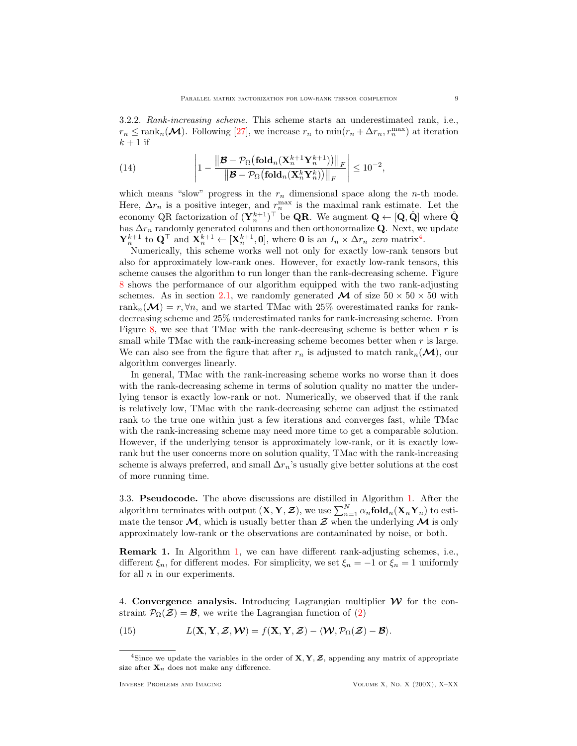3.2.2. *Rank-increasing scheme.* This scheme starts an underestimated rank, i.e., $r_n \leq \text{rank}_n(\boldsymbol{\mathcal{M}})$. Following [27], we increase $r_n$ to $\min(r_n + \Delta r_n, r_n^{\max})$ at iteration $k+1$ if

$$\left| 1 - \frac{\left\| \boldsymbol{\mathcal{B}} - \mathcal{P}_\Omega\big(\mathbf{fold}_n(\mathbf{X}_n^{k+1}\mathbf{Y}_n^{k+1})\big) \right\|_F}{\left\| \boldsymbol{\mathcal{B}} - \mathcal{P}_\Omega\big(\mathbf{fold}_n(\mathbf{X}_n^{k}\mathbf{Y}_n^{k})\big) \right\|_F} \right| \leq 10^{-2}, \tag{14}$$

which means "slow" progress in the $r_n$ dimensional space along the $n$-th mode. Here, $\Delta r_n$ is a positive integer, and $r_n^{\max}$ is the maximal rank estimate. Let the economy QR factorization of $(\mathbf{Y}_n^{k+1})^\top$ be $\mathbf{QR}$. We augment $\mathbf{Q} \leftarrow [\mathbf{Q}, \hat{\mathbf{Q}}]$ where $\hat{\mathbf{Q}}$ has $\Delta r_n$ randomly generated columns and then orthonormalize $\mathbf{Q}$. Next, we update $\mathbf{Y}_n^{k+1}$ to $\mathbf{Q}^\top$ and $\mathbf{X}_n^{k+1} \leftarrow [\mathbf{X}_n^{k+1}, \mathbf{0}]$, where $\mathbf{0}$ is an $I_n \times \Delta r_n$ *zero* matrix[4].

Numerically, this scheme works well not only for exactly low-rank tensors but also for approximately low-rank ones. However, for exactly low-rank tensors, this scheme causes the algorithm to run longer than the rank-decreasing scheme. Figure 8 shows the performance of our algorithm equipped with the two rank-adjusting schemes. As in section 2.1, we randomly generated $\boldsymbol{\mathcal{M}}$ of size $50 \times 50 \times 50$ with $\text{rank}_n(\boldsymbol{\mathcal{M}}) = r, \forall n$, and we started TMac with 25% overestimated ranks for rank-decreasing scheme and 25% underestimated ranks for rank-increasing scheme. From Figure 8, we see that TMac with the rank-decreasing scheme is better when $r$ is small while TMac with the rank-increasing scheme becomes better when $r$ is large. We can also see from the figure that after $r_n$ is adjusted to match $\text{rank}_n(\boldsymbol{\mathcal{M}})$, our algorithm converges linearly.

In general, TMac with the rank-increasing scheme works no worse than it does with the rank-decreasing scheme in terms of solution quality no matter the underlying tensor is exactly low-rank or not. Numerically, we observed that if the rank is relatively low, TMac with the rank-decreasing scheme can adjust the estimated rank to the true one within just a few iterations and converges fast, while TMac with the rank-increasing scheme may need more time to get a comparable solution. However, if the underlying tensor is approximately low-rank, or it is exactly low-rank but the user concerns more on solution quality, TMac with the rank-increasing scheme is always preferred, and small $\Delta r_n$'s usually give better solutions at the cost of more running time.

3.3. **Pseudocode.** The above discussions are distilled in Algorithm 1. After the algorithm terminates with output $(\mathbf{X}, \mathbf{Y}, \boldsymbol{\mathcal{Z}})$, we use $\sum_{n=1}^N \alpha_n \mathbf{fold}_n(\mathbf{X}_n\mathbf{Y}_n)$ to estimate the tensor $\boldsymbol{\mathcal{M}}$, which is usually better than $\boldsymbol{\mathcal{Z}}$ when the underlying $\boldsymbol{\mathcal{M}}$ is only approximately low-rank or the observations are contaminated by noise, or both.

**Remark 1.** In Algorithm 1, we can have different rank-adjusting schemes, i.e., different $\xi_n$, for different modes. For simplicity, we set $\xi_n = -1$ or $\xi_n = 1$ uniformly for all $n$ in our experiments.

4. **Convergence analysis.** Introducing Lagrangian multiplier $\boldsymbol{\mathcal{W}}$ for the constraint $\mathcal{P}_\Omega(\boldsymbol{\mathcal{Z}}) = \boldsymbol{\mathcal{B}}$, we write the Lagrangian function of (2)

$$L(\mathbf{X}, \mathbf{Y}, \boldsymbol{\mathcal{Z}}, \boldsymbol{\mathcal{W}}) = f(\mathbf{X}, \mathbf{Y}, \boldsymbol{\mathcal{Z}}) - \langle \boldsymbol{\mathcal{W}}, \mathcal{P}_\Omega(\boldsymbol{\mathcal{Z}}) - \boldsymbol{\mathcal{B}} \rangle. \tag{15}$$

[4]Since we update the variables in the order of $\mathbf{X}, \mathbf{Y}, \boldsymbol{\mathcal{Z}}$, appending any matrix of appropriate size after $\mathbf{X}_n$ does not make any difference.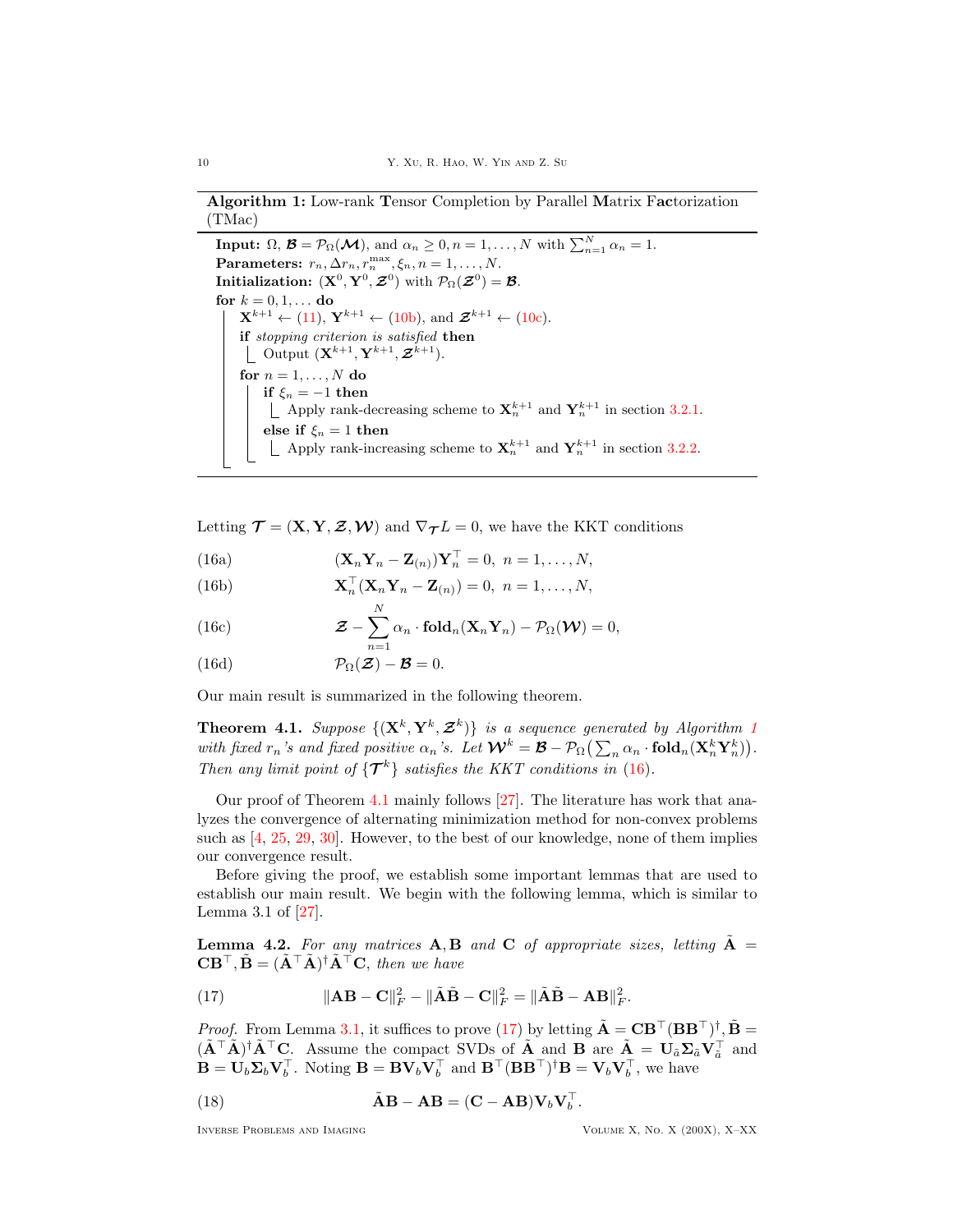**Algorithm 1:** Low-rank **T**ensor Completion by Parallel **M**atrix F**ac**torization (TMac)

---

**Input:** $\Omega$, $\boldsymbol{\mathcal{B}} = \mathcal{P}_\Omega(\boldsymbol{\mathcal{M}})$, and $\alpha_n \geq 0, n = 1, \ldots, N$ with $\sum_{n=1}^N \alpha_n = 1$.
**Parameters:** $r_n, \Delta r_n, r_n^{\max}, \xi_n, n = 1, \ldots, N$.
**Initialization:** $(\mathbf{X}^0, \mathbf{Y}^0, \boldsymbol{\mathcal{Z}}^0)$ with $\mathcal{P}_\Omega(\boldsymbol{\mathcal{Z}}^0) = \boldsymbol{\mathcal{B}}$.
**for** $k = 0, 1, \ldots$ **do**
  $\mathbf{X}^{k+1} \leftarrow$ (11), $\mathbf{Y}^{k+1} \leftarrow$ (10b), and $\boldsymbol{\mathcal{Z}}^{k+1} \leftarrow$ (10c).
  **if** *stopping criterion is satisfied* **then**
    Output $(\mathbf{X}^{k+1}, \mathbf{Y}^{k+1}, \boldsymbol{\mathcal{Z}}^{k+1})$.
  **for** $n = 1, \ldots, N$ **do**
    **if** $\xi_n = -1$ **then**
      Apply rank-decreasing scheme to $\mathbf{X}_n^{k+1}$ and $\mathbf{Y}_n^{k+1}$ in section 3.2.1.
    **else if** $\xi_n = 1$ **then**
      Apply rank-increasing scheme to $\mathbf{X}_n^{k+1}$ and $\mathbf{Y}_n^{k+1}$ in section 3.2.2.

---

Letting $\boldsymbol{\mathcal{T}} = (\mathbf{X}, \mathbf{Y}, \boldsymbol{\mathcal{Z}}, \boldsymbol{\mathcal{W}})$ and $\nabla_{\boldsymbol{\mathcal{T}}} L = 0$, we have the KKT conditions

$$(\mathbf{X}_n\mathbf{Y}_n - \mathbf{Z}_{(n)})\mathbf{Y}_n^\top = 0, \ n = 1, \ldots, N, \tag{16a}$$

$$\mathbf{X}_n^\top(\mathbf{X}_n\mathbf{Y}_n - \mathbf{Z}_{(n)}) = 0, \ n = 1, \ldots, N, \tag{16b}$$

$$\boldsymbol{\mathcal{Z}} - \sum_{n=1}^N \alpha_n \cdot \mathbf{fold}_n(\mathbf{X}_n\mathbf{Y}_n) - \mathcal{P}_\Omega(\boldsymbol{\mathcal{W}}) = 0, \tag{16c}$$

$$\mathcal{P}_\Omega(\boldsymbol{\mathcal{Z}}) - \boldsymbol{\mathcal{B}} = 0. \tag{16d}$$

Our main result is summarized in the following theorem.

**Theorem 4.1.** *Suppose $\{(\mathbf{X}^k, \mathbf{Y}^k, \boldsymbol{\mathcal{Z}}^k)\}$ is a sequence generated by Algorithm 1 with fixed $r_n$'s and fixed positive $\alpha_n$'s. Let $\boldsymbol{\mathcal{W}}^k = \boldsymbol{\mathcal{B}} - \mathcal{P}_\Omega\big(\sum_n \alpha_n \cdot \mathbf{fold}_n(\mathbf{X}_n^k\mathbf{Y}_n^k)\big)$. Then any limit point of $\{\boldsymbol{\mathcal{T}}^k\}$ satisfies the KKT conditions in (16).*

Our proof of Theorem 4.1 mainly follows [27]. The literature has work that analyzes the convergence of alternating minimization method for non-convex problems such as [4, 25, 29, 30]. However, to the best of our knowledge, none of them implies our convergence result.

Before giving the proof, we establish some important lemmas that are used to establish our main result. We begin with the following lemma, which is similar to Lemma 3.1 of [27].

**Lemma 4.2.** *For any matrices $\mathbf{A}, \mathbf{B}$ and $\mathbf{C}$ of appropriate sizes, letting $\tilde{\mathbf{A}} = \mathbf{C}\mathbf{B}^\top, \tilde{\mathbf{B}} = (\tilde{\mathbf{A}}^\top\tilde{\mathbf{A}})^\dagger\tilde{\mathbf{A}}^\top\mathbf{C}$, then we have*

$$\|\mathbf{A}\mathbf{B} - \mathbf{C}\|_F^2 - \|\tilde{\mathbf{A}}\tilde{\mathbf{B}} - \mathbf{C}\|_F^2 = \|\tilde{\mathbf{A}}\tilde{\mathbf{B}} - \mathbf{A}\mathbf{B}\|_F^2. \tag{17}$$

*Proof.* From Lemma 3.1, it suffices to prove (17) by letting $\tilde{\mathbf{A}} = \mathbf{C}\mathbf{B}^\top(\mathbf{B}\mathbf{B}^\top)^\dagger, \tilde{\mathbf{B}} = (\tilde{\mathbf{A}}^\top\tilde{\mathbf{A}})^\dagger\tilde{\mathbf{A}}^\top\mathbf{C}$. Assume the compact SVDs of $\tilde{\mathbf{A}}$ and $\mathbf{B}$ are $\tilde{\mathbf{A}} = \mathbf{U}_{\tilde{a}}\boldsymbol{\Sigma}_{\tilde{a}}\mathbf{V}_{\tilde{a}}^\top$ and $\mathbf{B} = \mathbf{U}_b\boldsymbol{\Sigma}_b\mathbf{V}_b^\top$. Noting $\mathbf{B} = \mathbf{B}\mathbf{V}_b\mathbf{V}_b^\top$ and $\mathbf{B}^\top(\mathbf{B}\mathbf{B}^\top)^\dagger\mathbf{B} = \mathbf{V}_b\mathbf{V}_b^\top$, we have

$$\tilde{\mathbf{A}}\mathbf{B} - \mathbf{A}\mathbf{B} = (\mathbf{C} - \mathbf{A}\mathbf{B})\mathbf{V}_b\mathbf{V}_b^\top. \tag{18}$$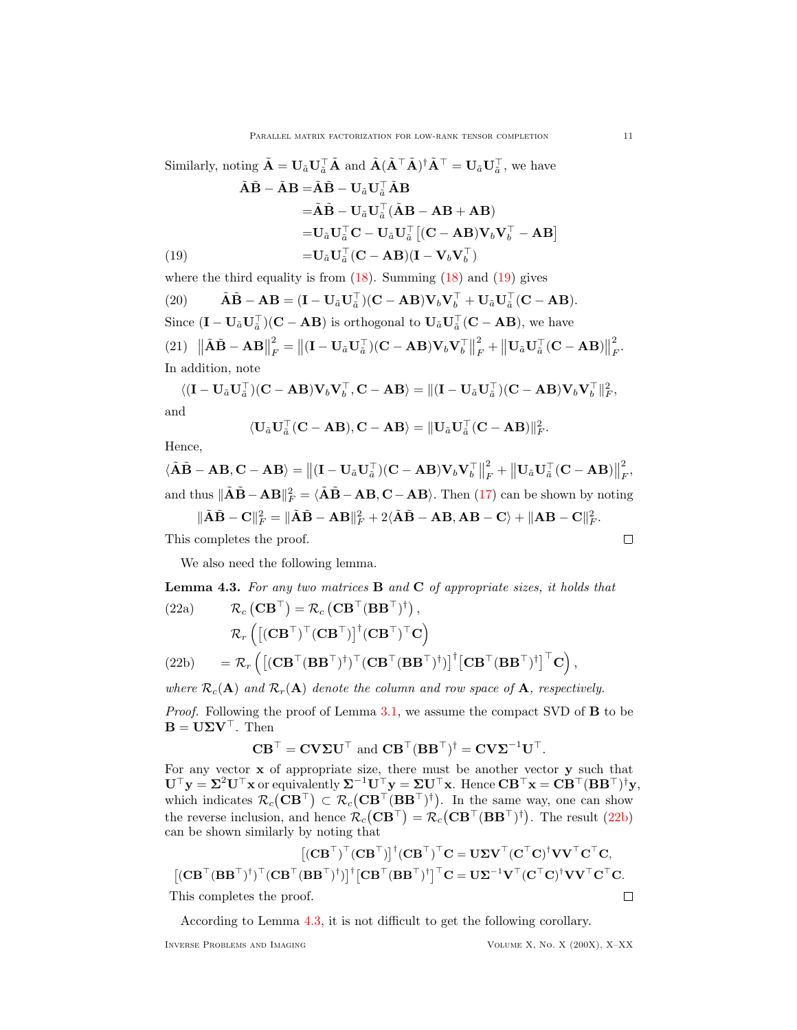Similarly, noting $\tilde{\mathbf{A}} = \mathbf{U}_{\tilde{a}}\mathbf{U}_{\tilde{a}}^\top\tilde{\mathbf{A}}$ and $\tilde{\mathbf{A}}(\tilde{\mathbf{A}}^\top\tilde{\mathbf{A}})^\dagger\tilde{\mathbf{A}}^\top = \mathbf{U}_{\tilde{a}}\mathbf{U}_{\tilde{a}}^\top$, we have

$$
\begin{aligned}
\tilde{\mathbf{A}}\tilde{\mathbf{B}} - \tilde{\mathbf{A}}\mathbf{B} =& \tilde{\mathbf{A}}\tilde{\mathbf{B}} - \mathbf{U}_{\tilde{a}}\mathbf{U}_{\tilde{a}}^\top\tilde{\mathbf{A}}\mathbf{B} \\
=& \tilde{\mathbf{A}}\tilde{\mathbf{B}} - \mathbf{U}_{\tilde{a}}\mathbf{U}_{\tilde{a}}^\top(\tilde{\mathbf{A}}\mathbf{B} - \mathbf{A}\mathbf{B} + \mathbf{A}\mathbf{B}) \\
=& \mathbf{U}_{\tilde{a}}\mathbf{U}_{\tilde{a}}^\top\mathbf{C} - \mathbf{U}_{\tilde{a}}\mathbf{U}_{\tilde{a}}^\top\left[(\mathbf{C} - \mathbf{A}\mathbf{B})\mathbf{V}_b\mathbf{V}_b^\top - \mathbf{A}\mathbf{B}\right] \\
=& \mathbf{U}_{\tilde{a}}\mathbf{U}_{\tilde{a}}^\top(\mathbf{C} - \mathbf{A}\mathbf{B})(\mathbf{I} - \mathbf{V}_b\mathbf{V}_b^\top) \qquad (19)
\end{aligned}
$$

where the third equality is from (18). Summing (18) and (19) gives

$$
\tilde{\mathbf{A}}\tilde{\mathbf{B}} - \mathbf{A}\mathbf{B} = (\mathbf{I} - \mathbf{U}_{\tilde{a}}\mathbf{U}_{\tilde{a}}^\top)(\mathbf{C} - \mathbf{A}\mathbf{B})\mathbf{V}_b\mathbf{V}_b^\top + \mathbf{U}_{\tilde{a}}\mathbf{U}_{\tilde{a}}^\top(\mathbf{C} - \mathbf{A}\mathbf{B}). \qquad (20)
$$

Since $(\mathbf{I} - \mathbf{U}_{\tilde{a}}\mathbf{U}_{\tilde{a}}^\top)(\mathbf{C} - \mathbf{A}\mathbf{B})$ is orthogonal to $\mathbf{U}_{\tilde{a}}\mathbf{U}_{\tilde{a}}^\top(\mathbf{C} - \mathbf{A}\mathbf{B})$, we have

$$
\left\|\tilde{\mathbf{A}}\tilde{\mathbf{B}} - \mathbf{A}\mathbf{B}\right\|_F^2 = \left\|(\mathbf{I} - \mathbf{U}_{\tilde{a}}\mathbf{U}_{\tilde{a}}^\top)(\mathbf{C} - \mathbf{A}\mathbf{B})\mathbf{V}_b\mathbf{V}_b^\top\right\|_F^2 + \left\|\mathbf{U}_{\tilde{a}}\mathbf{U}_{\tilde{a}}^\top(\mathbf{C} - \mathbf{A}\mathbf{B})\right\|_F^2. \qquad (21)
$$

In addition, note

$$
\langle(\mathbf{I} - \mathbf{U}_{\tilde{a}}\mathbf{U}_{\tilde{a}}^\top)(\mathbf{C} - \mathbf{A}\mathbf{B})\mathbf{V}_b\mathbf{V}_b^\top, \mathbf{C} - \mathbf{A}\mathbf{B}\rangle = \|(\mathbf{I} - \mathbf{U}_{\tilde{a}}\mathbf{U}_{\tilde{a}}^\top)(\mathbf{C} - \mathbf{A}\mathbf{B})\mathbf{V}_b\mathbf{V}_b^\top\|_F^2,
$$

and

$$
\langle\mathbf{U}_{\tilde{a}}\mathbf{U}_{\tilde{a}}^\top(\mathbf{C} - \mathbf{A}\mathbf{B}), \mathbf{C} - \mathbf{A}\mathbf{B}\rangle = \|\mathbf{U}_{\tilde{a}}\mathbf{U}_{\tilde{a}}^\top(\mathbf{C} - \mathbf{A}\mathbf{B})\|_F^2.
$$

Hence,

$$
\langle\tilde{\mathbf{A}}\tilde{\mathbf{B}} - \mathbf{A}\mathbf{B}, \mathbf{C} - \mathbf{A}\mathbf{B}\rangle = \left\|(\mathbf{I} - \mathbf{U}_{\tilde{a}}\mathbf{U}_{\tilde{a}}^\top)(\mathbf{C} - \mathbf{A}\mathbf{B})\mathbf{V}_b\mathbf{V}_b^\top\right\|_F^2 + \left\|\mathbf{U}_{\tilde{a}}\mathbf{U}_{\tilde{a}}^\top(\mathbf{C} - \mathbf{A}\mathbf{B})\right\|_F^2,
$$

and thus $\|\tilde{\mathbf{A}}\tilde{\mathbf{B}} - \mathbf{A}\mathbf{B}\|_F^2 = \langle\tilde{\mathbf{A}}\tilde{\mathbf{B}} - \mathbf{A}\mathbf{B}, \mathbf{C} - \mathbf{A}\mathbf{B}\rangle$. Then (17) can be shown by noting

$$
\|\tilde{\mathbf{A}}\tilde{\mathbf{B}} - \mathbf{C}\|_F^2 = \|\tilde{\mathbf{A}}\tilde{\mathbf{B}} - \mathbf{A}\mathbf{B}\|_F^2 + 2\langle\tilde{\mathbf{A}}\tilde{\mathbf{B}} - \mathbf{A}\mathbf{B}, \mathbf{A}\mathbf{B} - \mathbf{C}\rangle + \|\mathbf{A}\mathbf{B} - \mathbf{C}\|_F^2.
$$

This completes the proof. $\square$

We also need the following lemma.

**Lemma 4.3.** *For any two matrices $\mathbf{B}$ and $\mathbf{C}$ of appropriate sizes, it holds that*

$$
\mathcal{R}_c\left(\mathbf{C}\mathbf{B}^\top\right) = \mathcal{R}_c\left(\mathbf{C}\mathbf{B}^\top(\mathbf{B}\mathbf{B}^\top)^\dagger\right), \qquad (22a)
$$

$$
\begin{aligned}
&\mathcal{R}_r\left(\left[(\mathbf{C}\mathbf{B}^\top)^\top(\mathbf{C}\mathbf{B}^\top)\right]^\dagger(\mathbf{C}\mathbf{B}^\top)^\top\mathbf{C}\right) \\
&= \mathcal{R}_r\left(\left[(\mathbf{C}\mathbf{B}^\top(\mathbf{B}\mathbf{B}^\top)^\dagger)^\top(\mathbf{C}\mathbf{B}^\top(\mathbf{B}\mathbf{B}^\top)^\dagger)\right]^\dagger\left[\mathbf{C}\mathbf{B}^\top(\mathbf{B}\mathbf{B}^\top)^\dagger\right]^\top\mathbf{C}\right), \qquad (22b)
\end{aligned}
$$

*where $\mathcal{R}_c(\mathbf{A})$ and $\mathcal{R}_r(\mathbf{A})$ denote the column and row space of $\mathbf{A}$, respectively.*

*Proof.* Following the proof of Lemma 3.1, we assume the compact SVD of $\mathbf{B}$ to be $\mathbf{B} = \mathbf{U}\mathbf{\Sigma}\mathbf{V}^\top$. Then

$$
\mathbf{C}\mathbf{B}^\top = \mathbf{C}\mathbf{V}\mathbf{\Sigma}\mathbf{U}^\top \text{ and } \mathbf{C}\mathbf{B}^\top(\mathbf{B}\mathbf{B}^\top)^\dagger = \mathbf{C}\mathbf{V}\mathbf{\Sigma}^{-1}\mathbf{U}^\top.
$$

For any vector $\mathbf{x}$ of appropriate size, there must be another vector $\mathbf{y}$ such that $\mathbf{U}^\top\mathbf{y} = \mathbf{\Sigma}^2\mathbf{U}^\top\mathbf{x}$ or equivalently $\mathbf{\Sigma}^{-1}\mathbf{U}^\top\mathbf{y} = \mathbf{\Sigma}\mathbf{U}^\top\mathbf{x}$. Hence $\mathbf{C}\mathbf{B}^\top\mathbf{x} = \mathbf{C}\mathbf{B}^\top(\mathbf{B}\mathbf{B}^\top)^\dagger\mathbf{y}$, which indicates $\mathcal{R}_c(\mathbf{C}\mathbf{B}^\top) \subset \mathcal{R}_c(\mathbf{C}\mathbf{B}^\top(\mathbf{B}\mathbf{B}^\top)^\dagger)$. In the same way, one can show the reverse inclusion, and hence $\mathcal{R}_c(\mathbf{C}\mathbf{B}^\top) = \mathcal{R}_c(\mathbf{C}\mathbf{B}^\top(\mathbf{B}\mathbf{B}^\top)^\dagger)$. The result (22b) can be shown similarly by noting that

$$
\begin{aligned}
\left[(\mathbf{C}\mathbf{B}^\top)^\top(\mathbf{C}\mathbf{B}^\top)\right]^\dagger(\mathbf{C}\mathbf{B}^\top)^\top\mathbf{C} &= \mathbf{U}\mathbf{\Sigma}\mathbf{V}^\top(\mathbf{C}^\top\mathbf{C})^\dagger\mathbf{V}\mathbf{V}^\top\mathbf{C}^\top\mathbf{C}, \\
\left[(\mathbf{C}\mathbf{B}^\top(\mathbf{B}\mathbf{B}^\top)^\dagger)^\top(\mathbf{C}\mathbf{B}^\top(\mathbf{B}\mathbf{B}^\top)^\dagger)\right]^\dagger\left[\mathbf{C}\mathbf{B}^\top(\mathbf{B}\mathbf{B}^\top)^\dagger\right]^\top\mathbf{C} &= \mathbf{U}\mathbf{\Sigma}^{-1}\mathbf{V}^\top(\mathbf{C}^\top\mathbf{C})^\dagger\mathbf{V}\mathbf{V}^\top\mathbf{C}^\top\mathbf{C}.
\end{aligned}
$$

This completes the proof. $\square$

According to Lemma 4.3, it is not difficult to get the following corollary.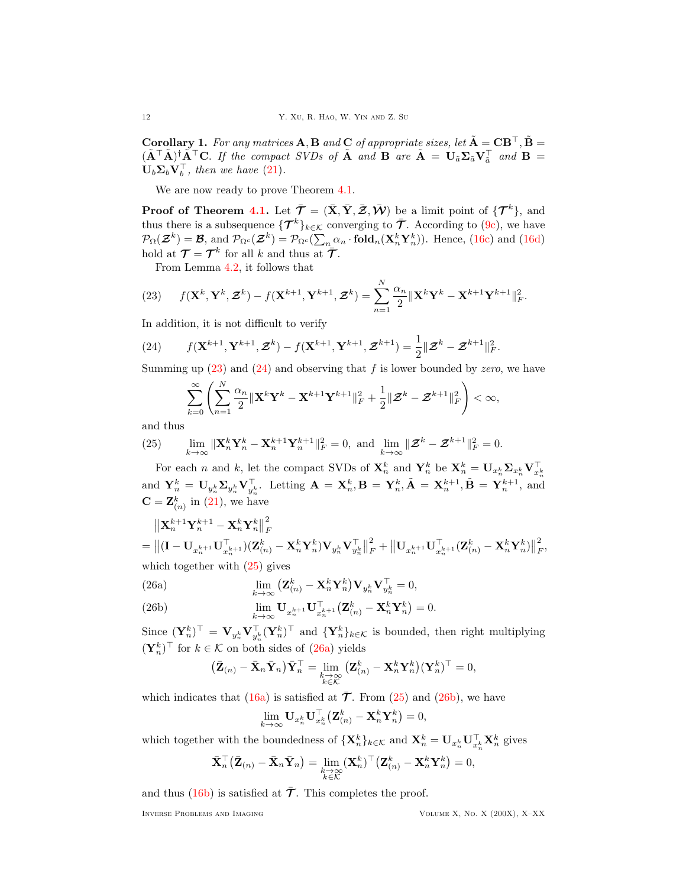**Corollary 1.** *For any matrices $\mathbf{A}, \mathbf{B}$ and $\mathbf{C}$ of appropriate sizes, let $\tilde{\mathbf{A}} = \mathbf{C}\mathbf{B}^\top, \tilde{\mathbf{B}} = (\tilde{\mathbf{A}}^\top\tilde{\mathbf{A}})^\dagger\tilde{\mathbf{A}}^\top\mathbf{C}$. If the compact SVDs of $\tilde{\mathbf{A}}$ and $\mathbf{B}$ are $\tilde{\mathbf{A}} = \mathbf{U}_{\tilde{a}}\mathbf{\Sigma}_{\tilde{a}}\mathbf{V}_{\tilde{a}}^\top$ and $\mathbf{B} = \mathbf{U}_b\mathbf{\Sigma}_b\mathbf{V}_b^\top$, then we have (21).*

We are now ready to prove Theorem 4.1.

**Proof of Theorem 4.1.** Let $\bar{\boldsymbol{\mathcal{T}}} = (\bar{\mathbf{X}}, \bar{\mathbf{Y}}, \bar{\boldsymbol{\mathcal{Z}}}, \bar{\boldsymbol{\mathcal{W}}})$ be a limit point of $\{\boldsymbol{\mathcal{T}}^k\}$, and thus there is a subsequence $\{\boldsymbol{\mathcal{T}}^k\}_{k\in\mathcal{K}}$ converging to $\bar{\boldsymbol{\mathcal{T}}}$. According to (9c), we have $\mathcal{P}_\Omega(\boldsymbol{\mathcal{Z}}^k) = \boldsymbol{\mathcal{B}}$, and $\mathcal{P}_{\Omega^c}(\boldsymbol{\mathcal{Z}}^k) = \mathcal{P}_{\Omega^c}(\sum_n \alpha_n \cdot \mathbf{fold}_n(\mathbf{X}_n^k\mathbf{Y}_n^k))$. Hence, (16c) and (16d) hold at $\boldsymbol{\mathcal{T}} = \boldsymbol{\mathcal{T}}^k$ for all $k$ and thus at $\bar{\boldsymbol{\mathcal{T}}}$.

From Lemma 4.2, it follows that

$$f(\mathbf{X}^k, \mathbf{Y}^k, \boldsymbol{\mathcal{Z}}^k) - f(\mathbf{X}^{k+1}, \mathbf{Y}^{k+1}, \boldsymbol{\mathcal{Z}}^k) = \sum_{n=1}^N \frac{\alpha_n}{2}\|\mathbf{X}^k\mathbf{Y}^k - \mathbf{X}^{k+1}\mathbf{Y}^{k+1}\|_F^2. \tag{23}$$

In addition, it is not difficult to verify

$$f(\mathbf{X}^{k+1}, \mathbf{Y}^{k+1}, \boldsymbol{\mathcal{Z}}^k) - f(\mathbf{X}^{k+1}, \mathbf{Y}^{k+1}, \boldsymbol{\mathcal{Z}}^{k+1}) = \frac{1}{2}\|\boldsymbol{\mathcal{Z}}^k - \boldsymbol{\mathcal{Z}}^{k+1}\|_F^2. \tag{24}$$

Summing up (23) and (24) and observing that $f$ is lower bounded by *zero*, we have

$$\sum_{k=0}^\infty\left(\sum_{n=1}^N \frac{\alpha_n}{2}\|\mathbf{X}^k\mathbf{Y}^k - \mathbf{X}^{k+1}\mathbf{Y}^{k+1}\|_F^2 + \frac{1}{2}\|\boldsymbol{\mathcal{Z}}^k - \boldsymbol{\mathcal{Z}}^{k+1}\|_F^2\right) < \infty,$$

and thus

$$\lim_{k\to\infty}\|\mathbf{X}_n^k\mathbf{Y}_n^k - \mathbf{X}_n^{k+1}\mathbf{Y}_n^{k+1}\|_F^2 = 0, \text{ and } \lim_{k\to\infty}\|\boldsymbol{\mathcal{Z}}^k - \boldsymbol{\mathcal{Z}}^{k+1}\|_F^2 = 0. \tag{25}$$

For each $n$ and $k$, let the compact SVDs of $\mathbf{X}_n^k$ and $\mathbf{Y}_n^k$ be $\mathbf{X}_n^k = \mathbf{U}_{x_n^k}\mathbf{\Sigma}_{x_n^k}\mathbf{V}_{x_n^k}^\top$ and $\mathbf{Y}_n^k = \mathbf{U}_{y_n^k}\mathbf{\Sigma}_{y_n^k}\mathbf{V}_{y_n^k}^\top$. Letting $\mathbf{A} = \mathbf{X}_n^k, \mathbf{B} = \mathbf{Y}_n^k, \tilde{\mathbf{A}} = \mathbf{X}_n^{k+1}, \tilde{\mathbf{B}} = \mathbf{Y}_n^{k+1}$, and $\mathbf{C} = \mathbf{Z}_{(n)}^k$ in (21), we have

$$\begin{aligned}
&\left\|\mathbf{X}_n^{k+1}\mathbf{Y}_n^{k+1} - \mathbf{X}_n^k\mathbf{Y}_n^k\right\|_F^2 \\
=& \left\|(\mathbf{I} - \mathbf{U}_{x_n^{k+1}}\mathbf{U}_{x_n^{k+1}}^\top)(\mathbf{Z}_{(n)}^k - \mathbf{X}_n^k\mathbf{Y}_n^k)\mathbf{V}_{y_n^k}\mathbf{V}_{y_n^k}^\top\right\|_F^2 + \left\|\mathbf{U}_{x_n^{k+1}}\mathbf{U}_{x_n^{k+1}}^\top(\mathbf{Z}_{(n)}^k - \mathbf{X}_n^k\mathbf{Y}_n^k)\right\|_F^2,
\end{aligned}$$

which together with (25) gives

$$\lim_{k\to\infty}\left(\mathbf{Z}_{(n)}^k - \mathbf{X}_n^k\mathbf{Y}_n^k\right)\mathbf{V}_{y_n^k}\mathbf{V}_{y_n^k}^\top = 0, \tag{26a}$$

$$\lim_{k\to\infty}\mathbf{U}_{x_n^{k+1}}\mathbf{U}_{x_n^{k+1}}^\top\left(\mathbf{Z}_{(n)}^k - \mathbf{X}_n^k\mathbf{Y}_n^k\right) = 0. \tag{26b}$$

Since $(\mathbf{Y}_n^k)^\top = \mathbf{V}_{y_n^k}\mathbf{V}_{y_n^k}^\top(\mathbf{Y}_n^k)^\top$ and $\{\mathbf{Y}_n^k\}_{k\in\mathcal{K}}$ is bounded, then right multiplying $(\mathbf{Y}_n^k)^\top$ for $k \in \mathcal{K}$ on both sides of (26a) yields

$$\left(\bar{\mathbf{Z}}_{(n)} - \bar{\mathbf{X}}_n\bar{\mathbf{Y}}_n\right)\bar{\mathbf{Y}}_n^\top = \lim_{\substack{k\to\infty\\k\in\mathcal{K}}}\left(\mathbf{Z}_{(n)}^k - \mathbf{X}_n^k\mathbf{Y}_n^k\right)(\mathbf{Y}_n^k)^\top = 0,$$

which indicates that (16a) is satisfied at $\bar{\boldsymbol{\mathcal{T}}}$. From (25) and (26b), we have

$$\lim_{k\to\infty}\mathbf{U}_{x_n^k}\mathbf{U}_{x_n^k}^\top\left(\mathbf{Z}_{(n)}^k - \mathbf{X}_n^k\mathbf{Y}_n^k\right) = 0,$$

which together with the boundedness of $\{\mathbf{X}_n^k\}_{k\in\mathcal{K}}$ and $\mathbf{X}_n^k = \mathbf{U}_{x_n^k}\mathbf{U}_{x_n^k}^\top\mathbf{X}_n^k$ gives

$$\bar{\mathbf{X}}_n^\top\left(\bar{\mathbf{Z}}_{(n)} - \bar{\mathbf{X}}_n\bar{\mathbf{Y}}_n\right) = \lim_{\substack{k\to\infty\\k\in\mathcal{K}}}(\mathbf{X}_n^k)^\top\left(\mathbf{Z}_{(n)}^k - \mathbf{X}_n^k\mathbf{Y}_n^k\right) = 0,$$

and thus (16b) is satisfied at $\bar{\boldsymbol{\mathcal{T}}}$. This completes the proof.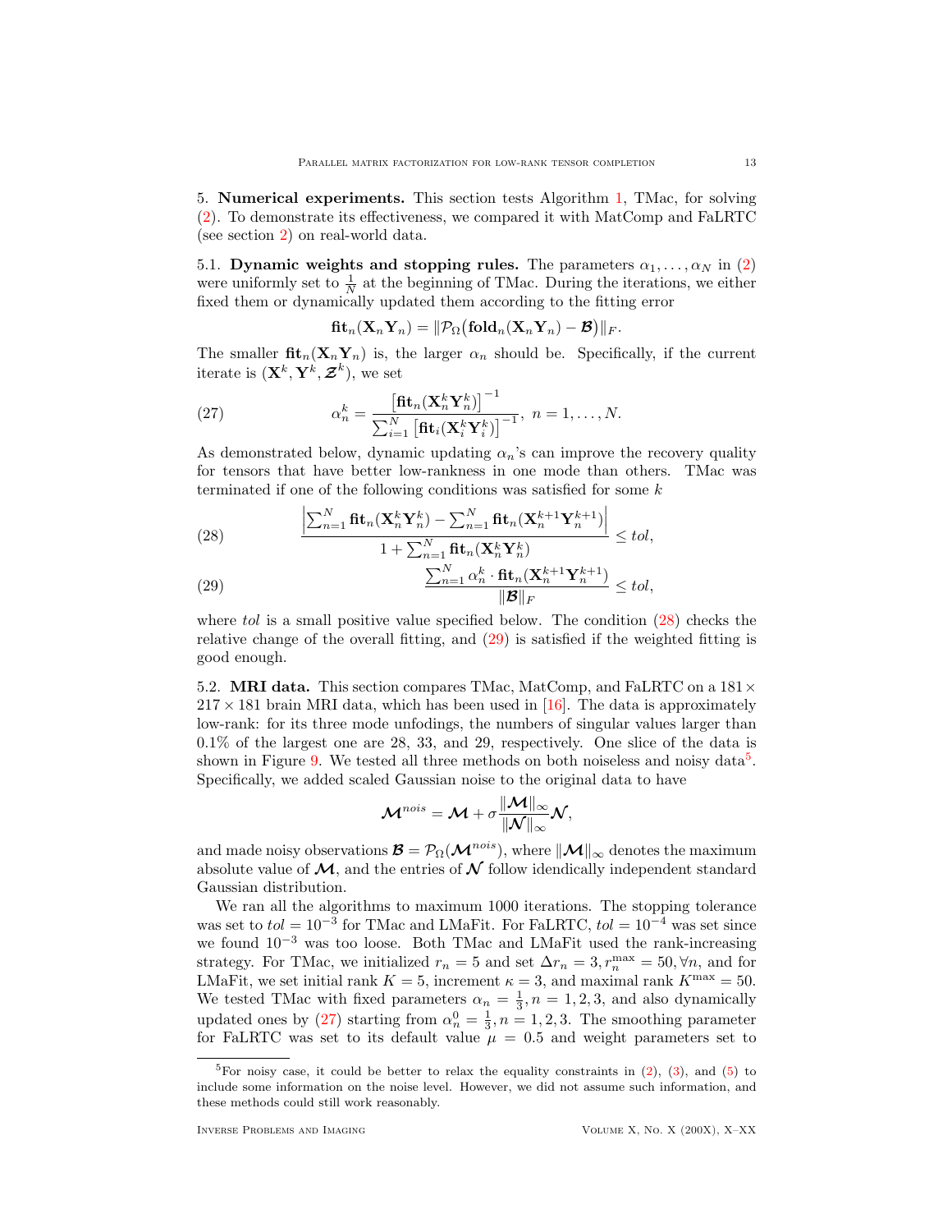5. **Numerical experiments.** This section tests Algorithm 1, TMac, for solving (2). To demonstrate its effectiveness, we compared it with MatComp and FaLRTC (see section 2) on real-world data.

5.1. **Dynamic weights and stopping rules.** The parameters $\alpha_1, \ldots, \alpha_N$ in (2) were uniformly set to $\frac{1}{N}$ at the beginning of TMac. During the iterations, we either fixed them or dynamically updated them according to the fitting error

$$\mathbf{fit}_n(\mathbf{X}_n\mathbf{Y}_n) = \|\mathcal{P}_\Omega\big(\mathbf{fold}_n(\mathbf{X}_n\mathbf{Y}_n) - \boldsymbol{\mathcal{B}}\big)\|_F.$$

The smaller $\mathbf{fit}_n(\mathbf{X}_n\mathbf{Y}_n)$ is, the larger $\alpha_n$ should be. Specifically, if the current iterate is $(\mathbf{X}^k, \mathbf{Y}^k, \boldsymbol{\mathcal{Z}}^k)$, we set

$$\alpha_n^k = \frac{\left[\mathbf{fit}_n(\mathbf{X}_n^k\mathbf{Y}_n^k)\right]^{-1}}{\sum_{i=1}^N \left[\mathbf{fit}_i(\mathbf{X}_i^k\mathbf{Y}_i^k)\right]^{-1}}, \; n = 1, \ldots, N. \tag{27}$$

As demonstrated below, dynamic updating $\alpha_n$'s can improve the recovery quality for tensors that have better low-rankness in one mode than others. TMac was terminated if one of the following conditions was satisfied for some $k$

$$\frac{\left|\sum_{n=1}^N \mathbf{fit}_n(\mathbf{X}_n^k\mathbf{Y}_n^k) - \sum_{n=1}^N \mathbf{fit}_n(\mathbf{X}_n^{k+1}\mathbf{Y}_n^{k+1})\right|}{1 + \sum_{n=1}^N \mathbf{fit}_n(\mathbf{X}_n^k\mathbf{Y}_n^k)} \le tol, \tag{28}$$

$$\frac{\sum_{n=1}^N \alpha_n^k \cdot \mathbf{fit}_n(\mathbf{X}_n^{k+1}\mathbf{Y}_n^{k+1})}{\|\boldsymbol{\mathcal{B}}\|_F} \le tol, \tag{29}$$

where $tol$ is a small positive value specified below. The condition (28) checks the relative change of the overall fitting, and (29) is satisfied if the weighted fitting is good enough.

5.2. **MRI data.** This section compares TMac, MatComp, and FaLRTC on a $181 \times 217 \times 181$ brain MRI data, which has been used in [16]. The data is approximately low-rank: for its three mode unfodings, the numbers of singular values larger than 0.1% of the largest one are 28, 33, and 29, respectively. One slice of the data is shown in Figure 9. We tested all three methods on both noiseless and noisy data[5]. Specifically, we added scaled Gaussian noise to the original data to have

$$\boldsymbol{\mathcal{M}}^{nois} = \boldsymbol{\mathcal{M}} + \sigma \frac{\|\boldsymbol{\mathcal{M}}\|_\infty}{\|\boldsymbol{\mathcal{N}}\|_\infty} \boldsymbol{\mathcal{N}},$$

and made noisy observations $\boldsymbol{\mathcal{B}} = \mathcal{P}_\Omega(\boldsymbol{\mathcal{M}}^{nois})$, where $\|\boldsymbol{\mathcal{M}}\|_\infty$ denotes the maximum absolute value of $\boldsymbol{\mathcal{M}}$, and the entries of $\boldsymbol{\mathcal{N}}$ follow idendically independent standard Gaussian distribution.

We ran all the algorithms to maximum 1000 iterations. The stopping tolerance was set to $tol = 10^{-3}$ for TMac and LMaFit. For FaLRTC, $tol = 10^{-4}$ was set since we found $10^{-3}$ was too loose. Both TMac and LMaFit used the rank-increasing strategy. For TMac, we initialized $r_n = 5$ and set $\Delta r_n = 3, r_n^{\max} = 50, \forall n$, and for LMaFit, we set initial rank $K = 5$, increment $\kappa = 3$, and maximal rank $K^{\max} = 50$. We tested TMac with fixed parameters $\alpha_n = \frac{1}{3}, n = 1, 2, 3$, and also dynamically updated ones by (27) starting from $\alpha_n^0 = \frac{1}{3}, n = 1, 2, 3$. The smoothing parameter for FaLRTC was set to its default value $\mu = 0.5$ and weight parameters set to

[5] For noisy case, it could be better to relax the equality constraints in (2), (3), and (5) to include some information on the noise level. However, we did not assume such information, and these methods could still work reasonably.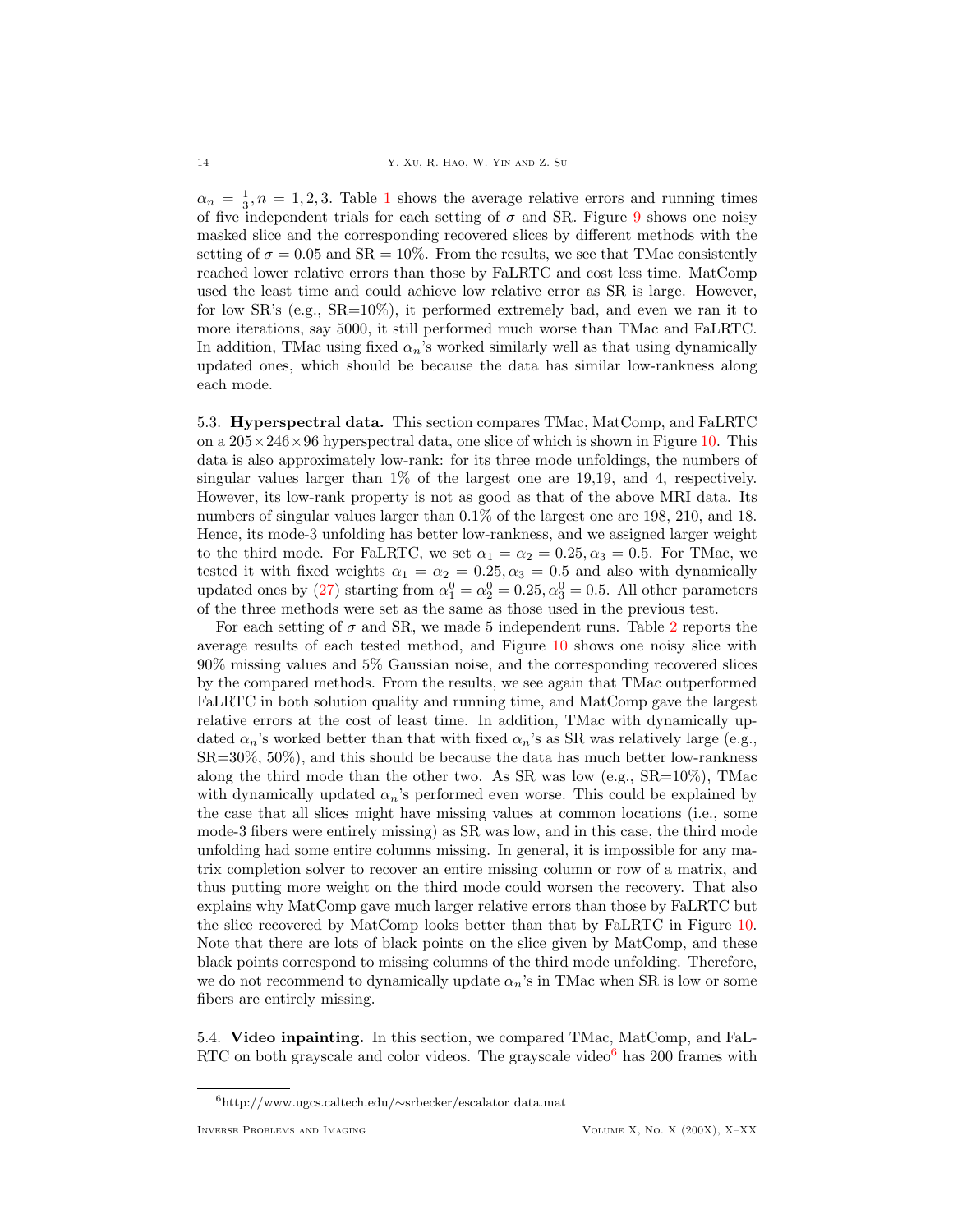$\alpha_n = \frac{1}{3}, n = 1, 2, 3$. Table 1 shows the average relative errors and running times of five independent trials for each setting of $\sigma$ and SR. Figure 9 shows one noisy masked slice and the corresponding recovered slices by different methods with the setting of $\sigma = 0.05$ and $\text{SR} = 10\%$. From the results, we see that TMac consistently reached lower relative errors than those by FaLRTC and cost less time. MatComp used the least time and could achieve low relative error as SR is large. However, for low SR's (e.g., SR=10%), it performed extremely bad, and even we ran it to more iterations, say 5000, it still performed much worse than TMac and FaLRTC. In addition, TMac using fixed $\alpha_n$'s worked similarly well as that using dynamically updated ones, which should be because the data has similar low-rankness along each mode.

## 5.3. **Hyperspectral data.**

This section compares TMac, MatComp, and FaLRTC on a $205 \times 246 \times 96$ hyperspectral data, one slice of which is shown in Figure 10. This data is also approximately low-rank: for its three mode unfoldings, the numbers of singular values larger than 1% of the largest one are 19,19, and 4, respectively. However, its low-rank property is not as good as that of the above MRI data. Its numbers of singular values larger than 0.1% of the largest one are 198, 210, and 18. Hence, its mode-3 unfolding has better low-rankness, and we assigned larger weight to the third mode. For FaLRTC, we set $\alpha_1 = \alpha_2 = 0.25, \alpha_3 = 0.5$. For TMac, we tested it with fixed weights $\alpha_1 = \alpha_2 = 0.25, \alpha_3 = 0.5$ and also with dynamically updated ones by (27) starting from $\alpha_1^0 = \alpha_2^0 = 0.25, \alpha_3^0 = 0.5$. All other parameters of the three methods were set as the same as those used in the previous test.

For each setting of $\sigma$ and SR, we made 5 independent runs. Table 2 reports the average results of each tested method, and Figure 10 shows one noisy slice with 90% missing values and 5% Gaussian noise, and the corresponding recovered slices by the compared methods. From the results, we see again that TMac outperformed FaLRTC in both solution quality and running time, and MatComp gave the largest relative errors at the cost of least time. In addition, TMac with dynamically updated $\alpha_n$'s worked better than that with fixed $\alpha_n$'s as SR was relatively large (e.g., SR=30%, 50%), and this should be because the data has much better low-rankness along the third mode than the other two. As SR was low (e.g., SR=10%), TMac with dynamically updated $\alpha_n$'s performed even worse. This could be explained by the case that all slices might have missing values at common locations (i.e., some mode-3 fibers were entirely missing) as SR was low, and in this case, the third mode unfolding had some entire columns missing. In general, it is impossible for any matrix completion solver to recover an entire missing column or row of a matrix, and thus putting more weight on the third mode could worsen the recovery. That also explains why MatComp gave much larger relative errors than those by FaLRTC but the slice recovered by MatComp looks better than that by FaLRTC in Figure 10. Note that there are lots of black points on the slice given by MatComp, and these black points correspond to missing columns of the third mode unfolding. Therefore, we do not recommend to dynamically update $\alpha_n$'s in TMac when SR is low or some fibers are entirely missing.

## 5.4. **Video inpainting.**

In this section, we compared TMac, MatComp, and FaLRTC on both grayscale and color videos. The grayscale video[6] has 200 frames with

[6] http://www.ugcs.caltech.edu/∼srbecker/escalator_data.mat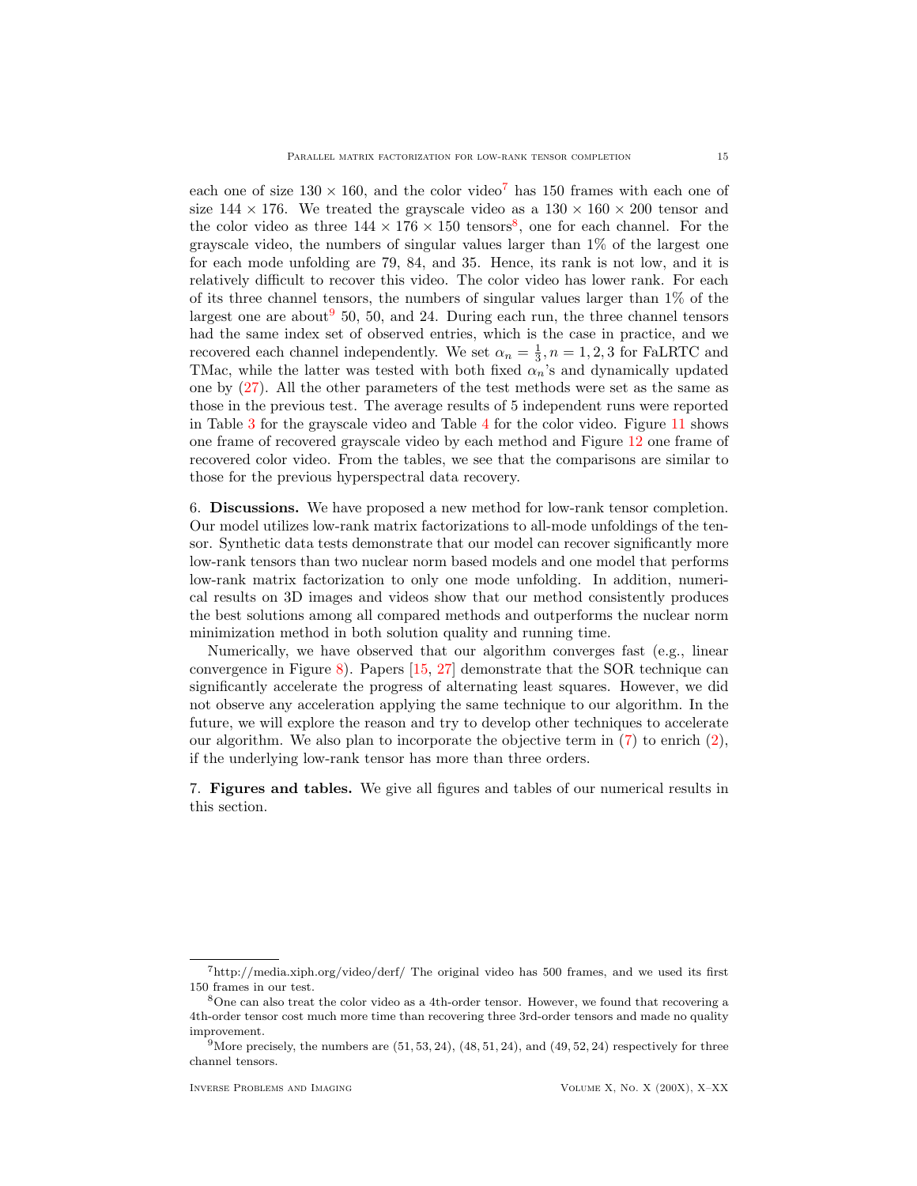each one of size $130 \times 160$, and the color video[7] has 150 frames with each one of size $144 \times 176$. We treated the grayscale video as a $130 \times 160 \times 200$ tensor and the color video as three $144 \times 176 \times 150$ tensors[8], one for each channel. For the grayscale video, the numbers of singular values larger than 1% of the largest one for each mode unfolding are 79, 84, and 35. Hence, its rank is not low, and it is relatively difficult to recover this video. The color video has lower rank. For each of its three channel tensors, the numbers of singular values larger than 1% of the largest one are about[9] 50, 50, and 24. During each run, the three channel tensors had the same index set of observed entries, which is the case in practice, and we recovered each channel independently. We set $\alpha_n = \frac{1}{3}, n = 1, 2, 3$ for FaLRTC and TMac, while the latter was tested with both fixed $\alpha_n$'s and dynamically updated one by (27). All the other parameters of the test methods were set as the same as those in the previous test. The average results of 5 independent runs were reported in Table 3 for the grayscale video and Table 4 for the color video. Figure 11 shows one frame of recovered grayscale video by each method and Figure 12 one frame of recovered color video. From the tables, we see that the comparisons are similar to those for the previous hyperspectral data recovery.

## 6. Discussions.

We have proposed a new method for low-rank tensor completion. Our model utilizes low-rank matrix factorizations to all-mode unfoldings of the tensor. Synthetic data tests demonstrate that our model can recover significantly more low-rank tensors than two nuclear norm based models and one model that performs low-rank matrix factorization to only one mode unfolding. In addition, numerical results on 3D images and videos show that our method consistently produces the best solutions among all compared methods and outperforms the nuclear norm minimization method in both solution quality and running time.

Numerically, we have observed that our algorithm converges fast (e.g., linear convergence in Figure 8). Papers [15, 27] demonstrate that the SOR technique can significantly accelerate the progress of alternating least squares. However, we did not observe any acceleration applying the same technique to our algorithm. In the future, we will explore the reason and try to develop other techniques to accelerate our algorithm. We also plan to incorporate the objective term in (7) to enrich (2), if the underlying low-rank tensor has more than three orders.

## 7. Figures and tables.

We give all figures and tables of our numerical results in this section.

---

[7] http://media.xiph.org/video/derf/ The original video has 500 frames, and we used its first 150 frames in our test.

[8] One can also treat the color video as a 4th-order tensor. However, we found that recovering a 4th-order tensor cost much more time than recovering three 3rd-order tensors and made no quality improvement.

[9] More precisely, the numbers are $(51, 53, 24)$, $(48, 51, 24)$, and $(49, 52, 24)$ respectively for three channel tensors.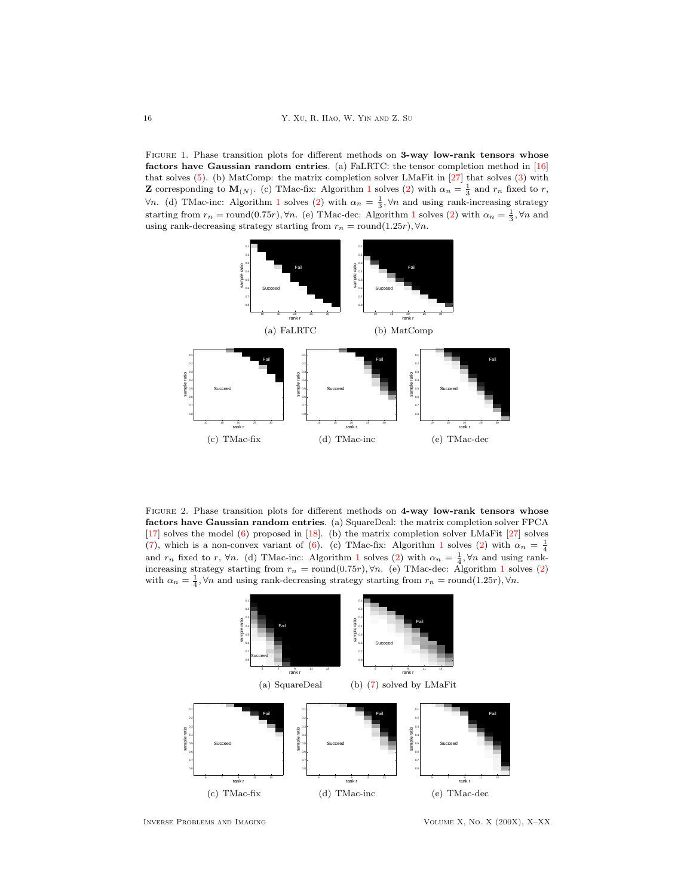FIGURE 1. Phase transition plots for different methods on **3-way low-rank tensors whose factors have Gaussian random entries**. (a) FaLRTC: the tensor completion method in [16] that solves (5). (b) MatComp: the matrix completion solver LMaFit in [27] that solves (3) with $\mathbf{Z}$ corresponding to $\mathbf{M}_{(N)}$. (c) TMac-fix: Algorithm 1 solves (2) with $\alpha_n = \frac{1}{3}$ and $r_n$ fixed to $r$, $\forall n$. (d) TMac-inc: Algorithm 1 solves (2) with $\alpha_n = \frac{1}{3}, \forall n$ and using rank-increasing strategy starting from $r_n = \text{round}(0.75r), \forall n$. (e) TMac-dec: Algorithm 1 solves (2) with $\alpha_n = \frac{1}{3}, \forall n$ and using rank-decreasing strategy starting from $r_n = \text{round}(1.25r), \forall n$.

(a) FaLRTC (b) MatComp

(c) TMac-fix (d) TMac-inc (e) TMac-dec

FIGURE 2. Phase transition plots for different methods on **4-way low-rank tensors whose factors have Gaussian random entries**. (a) SquareDeal: the matrix completion solver FPCA [17] solves the model (6) proposed in [18]. (b) the matrix completion solver LMaFit [27] solves (7), which is a non-convex variant of (6). (c) TMac-fix: Algorithm 1 solves (2) with $\alpha_n = \frac{1}{4}$ and $r_n$ fixed to $r$, $\forall n$. (d) TMac-inc: Algorithm 1 solves (2) with $\alpha_n = \frac{1}{4}, \forall n$ and using rank-increasing strategy starting from $r_n = \text{round}(0.75r), \forall n$. (e) TMac-dec: Algorithm 1 solves (2) with $\alpha_n = \frac{1}{4}, \forall n$ and using rank-decreasing strategy starting from $r_n = \text{round}(1.25r), \forall n$.

(a) SquareDeal (b) (7) solved by LMaFit

(c) TMac-fix (d) TMac-inc (e) TMac-dec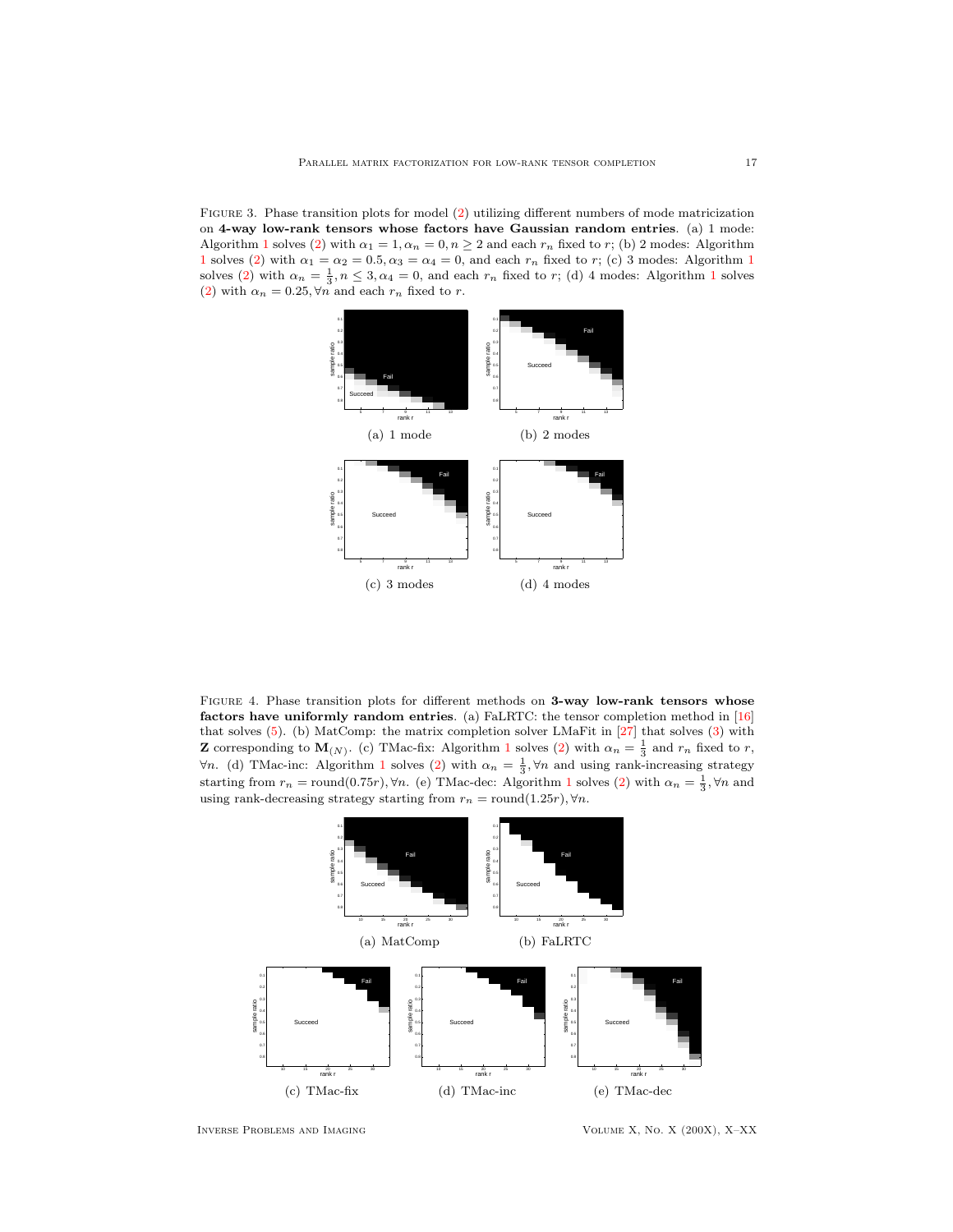Figure 3. Phase transition plots for model (2) utilizing different numbers of mode matricization on **4-way low-rank tensors whose factors have Gaussian random entries**. (a) 1 mode: Algorithm 1 solves (2) with $\alpha_1 = 1, \alpha_n = 0, n \geq 2$ and each $r_n$ fixed to $r$; (b) 2 modes: Algorithm 1 solves (2) with $\alpha_1 = \alpha_2 = 0.5, \alpha_3 = \alpha_4 = 0$, and each $r_n$ fixed to $r$; (c) 3 modes: Algorithm 1 solves (2) with $\alpha_n = \frac{1}{3}, n \leq 3, \alpha_4 = 0$, and each $r_n$ fixed to $r$; (d) 4 modes: Algorithm 1 solves (2) with $\alpha_n = 0.25, \forall n$ and each $r_n$ fixed to $r$.

(a) 1 mode

(b) 2 modes

(c) 3 modes

(d) 4 modes

Figure 4. Phase transition plots for different methods on **3-way low-rank tensors whose factors have uniformly random entries**. (a) FaLRTC: the tensor completion method in [16] that solves (5). (b) MatComp: the matrix completion solver LMaFit in [27] that solves (3) with $\mathbf{Z}$ corresponding to $\mathbf{M}_{(N)}$. (c) TMac-fix: Algorithm 1 solves (2) with $\alpha_n = \frac{1}{3}$ and $r_n$ fixed to $r$, $\forall n$. (d) TMac-inc: Algorithm 1 solves (2) with $\alpha_n = \frac{1}{3}, \forall n$ and using rank-increasing strategy starting from $r_n = \text{round}(0.75r), \forall n$. (e) TMac-dec: Algorithm 1 solves (2) with $\alpha_n = \frac{1}{3}, \forall n$ and using rank-decreasing strategy starting from $r_n = \text{round}(1.25r), \forall n$.

(a) MatComp

(b) FaLRTC

(c) TMac-fix

(d) TMac-inc

(e) TMac-dec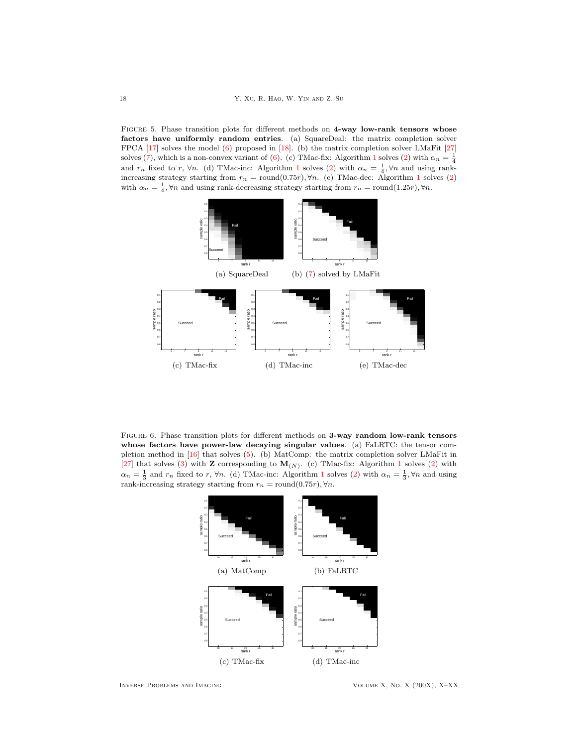Figure 5. Phase transition plots for different methods on **4-way low-rank tensors whose factors have uniformly random entries**. (a) SquareDeal: the matrix completion solver FPCA [17] solves the model (6) proposed in [18]. (b) the matrix completion solver LMaFit [27] solves (7), which is a non-convex variant of (6). (c) TMac-fix: Algorithm 1 solves (2) with $\alpha_n = \frac{1}{4}$ and $r_n$ fixed to $r$, $\forall n$. (d) TMac-inc: Algorithm 1 solves (2) with $\alpha_n = \frac{1}{4}, \forall n$ and using rank-increasing strategy starting from $r_n = \text{round}(0.75r), \forall n$. (e) TMac-dec: Algorithm 1 solves (2) with $\alpha_n = \frac{1}{4}, \forall n$ and using rank-decreasing strategy starting from $r_n = \text{round}(1.25r), \forall n$.

(a) SquareDeal

(b) (7) solved by LMaFit

(c) TMac-fix

(d) TMac-inc

(e) TMac-dec

Figure 6. Phase transition plots for different methods on **3-way random low-rank tensors whose factors have power-law decaying singular values**. (a) FaLRTC: the tensor completion method in [16] that solves (5). (b) MatComp: the matrix completion solver LMaFit in [27] that solves (3) with $\mathbf{Z}$ corresponding to $\mathbf{M}_{(N)}$. (c) TMac-fix: Algorithm 1 solves (2) with $\alpha_n = \frac{1}{3}$ and $r_n$ fixed to $r$, $\forall n$. (d) TMac-inc: Algorithm 1 solves (2) with $\alpha_n = \frac{1}{3}, \forall n$ and using rank-increasing strategy starting from $r_n = \text{round}(0.75r), \forall n$.

(a) MatComp

(b) FaLRTC

(c) TMac-fix

(d) TMac-inc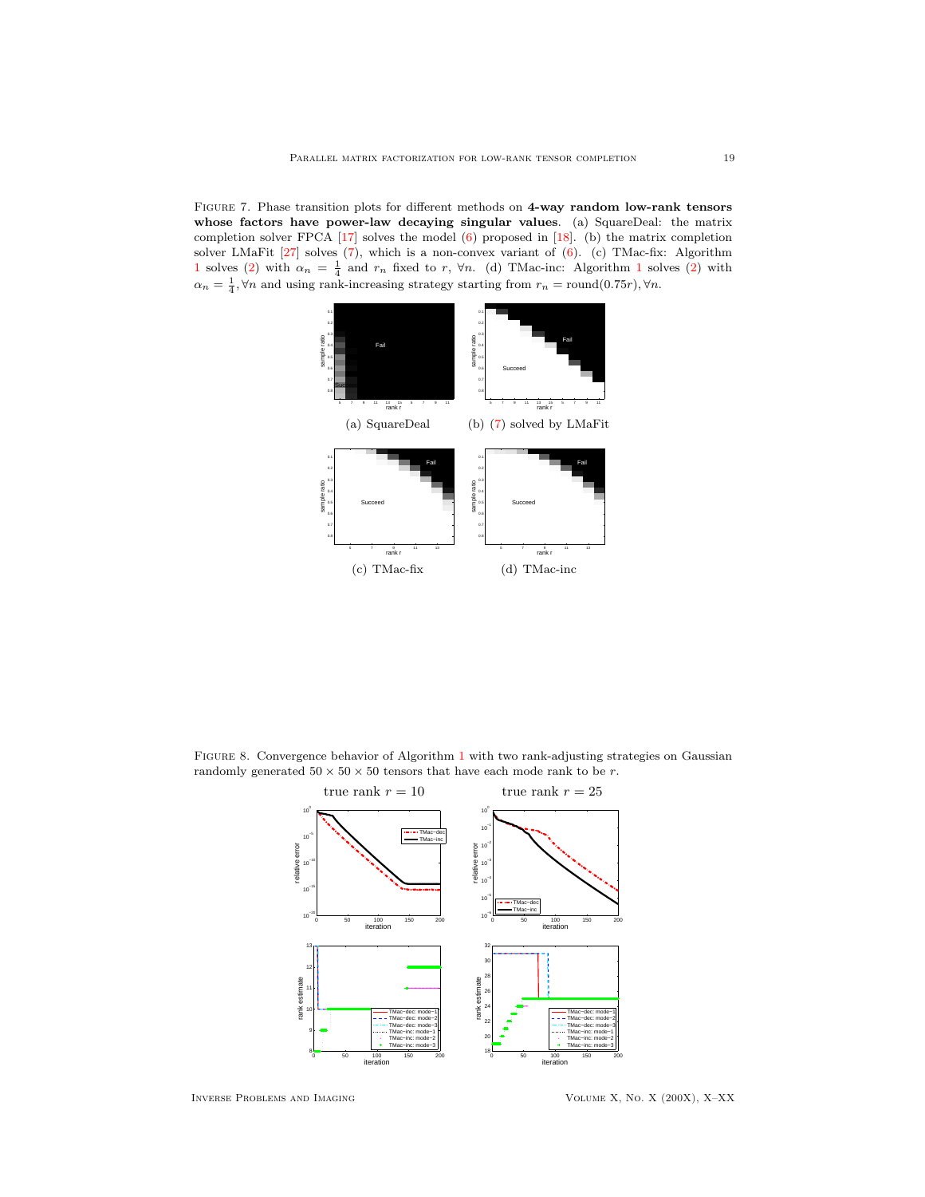Figure 7. Phase transition plots for different methods on **4-way random low-rank tensors whose factors have power-law decaying singular values**. (a) SquareDeal: the matrix completion solver FPCA [17] solves the model (6) proposed in [18]. (b) the matrix completion solver LMaFit [27] solves (7), which is a non-convex variant of (6). (c) TMac-fix: Algorithm 1 solves (2) with $\alpha_n = \frac{1}{4}$ and $r_n$ fixed to $r$, $\forall n$. (d) TMac-inc: Algorithm 1 solves (2) with $\alpha_n = \frac{1}{4}, \forall n$ and using rank-increasing strategy starting from $r_n = \text{round}(0.75r), \forall n$.

(a) SquareDeal (b) (7) solved by LMaFit

(c) TMac-fix (d) TMac-inc

Figure 8. Convergence behavior of Algorithm 1 with two rank-adjusting strategies on Gaussian randomly generated $50 \times 50 \times 50$ tensors that have each mode rank to be $r$.

true rank $r = 10$ true rank $r = 25$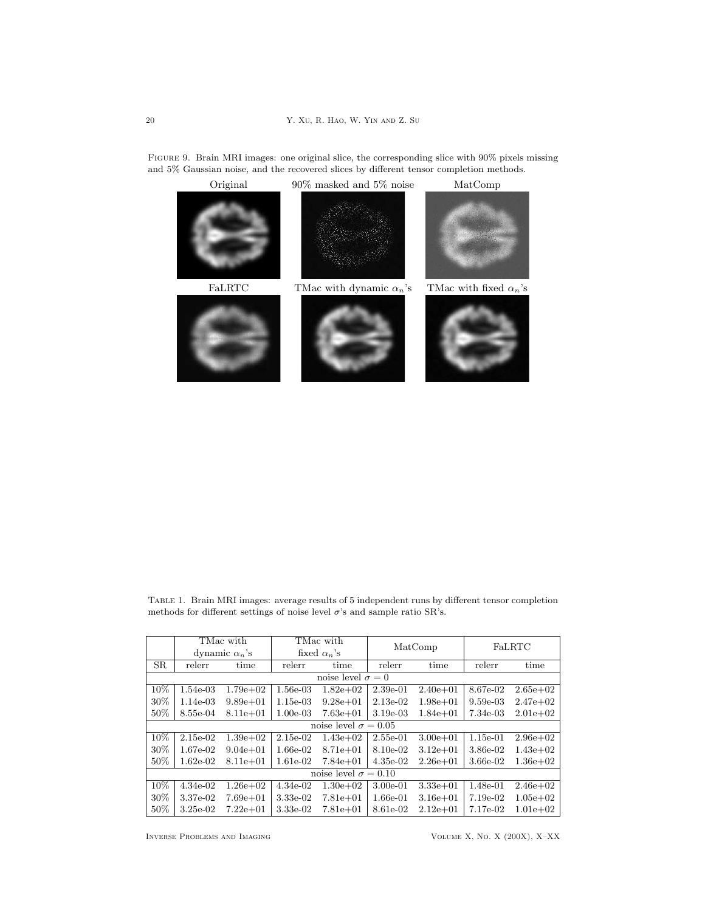Figure 9. Brain MRI images: one original slice, the corresponding slice with 90% pixels missing and 5% Gaussian noise, and the recovered slices by different tensor completion methods.

Table 1. Brain MRI images: average results of 5 independent runs by different tensor completion methods for different settings of noise level $\sigma$'s and sample ratio SR's.

| | TMac with dynamic $\alpha_n$'s | | TMac with fixed $\alpha_n$'s | | MatComp | | FaLRTC | |
|---|---|---|---|---|---|---|---|---|
| SR | relerr | time | relerr | time | relerr | time | relerr | time |
| noise level $\sigma = 0$ | | | | | | | | |
| 10% | 1.54e-03 | 1.79e+02 | 1.56e-03 | 1.82e+02 | 2.39e-01 | 2.40e+01 | 8.67e-02 | 2.65e+02 |
| 30% | 1.14e-03 | 9.89e+01 | 1.15e-03 | 9.28e+01 | 2.13e-02 | 1.98e+01 | 9.59e-03 | 2.47e+02 |
| 50% | 8.55e-04 | 8.11e+01 | 1.00e-03 | 7.63e+01 | 3.19e-03 | 1.84e+01 | 7.34e-03 | 2.01e+02 |
| noise level $\sigma = 0.05$ | | | | | | | | |
| 10% | 2.15e-02 | 1.39e+02 | 2.15e-02 | 1.43e+02 | 2.55e-01 | 3.00e+01 | 1.15e-01 | 2.96e+02 |
| 30% | 1.67e-02 | 9.04e+01 | 1.66e-02 | 8.71e+01 | 8.10e-02 | 3.12e+01 | 3.86e-02 | 1.43e+02 |
| 50% | 1.62e-02 | 8.11e+01 | 1.61e-02 | 7.84e+01 | 4.35e-02 | 2.26e+01 | 3.66e-02 | 1.36e+02 |
| noise level $\sigma = 0.10$ | | | | | | | | |
| 10% | 4.34e-02 | 1.26e+02 | 4.34e-02 | 1.30e+02 | 3.00e-01 | 3.33e+01 | 1.48e-01 | 2.46e+02 |
| 30% | 3.37e-02 | 7.69e+01 | 3.33e-02 | 7.81e+01 | 1.66e-01 | 3.16e+01 | 7.19e-02 | 1.05e+02 |
| 50% | 3.25e-02 | 7.22e+01 | 3.33e-02 | 7.81e+01 | 8.61e-02 | 2.12e+01 | 7.17e-02 | 1.01e+02 |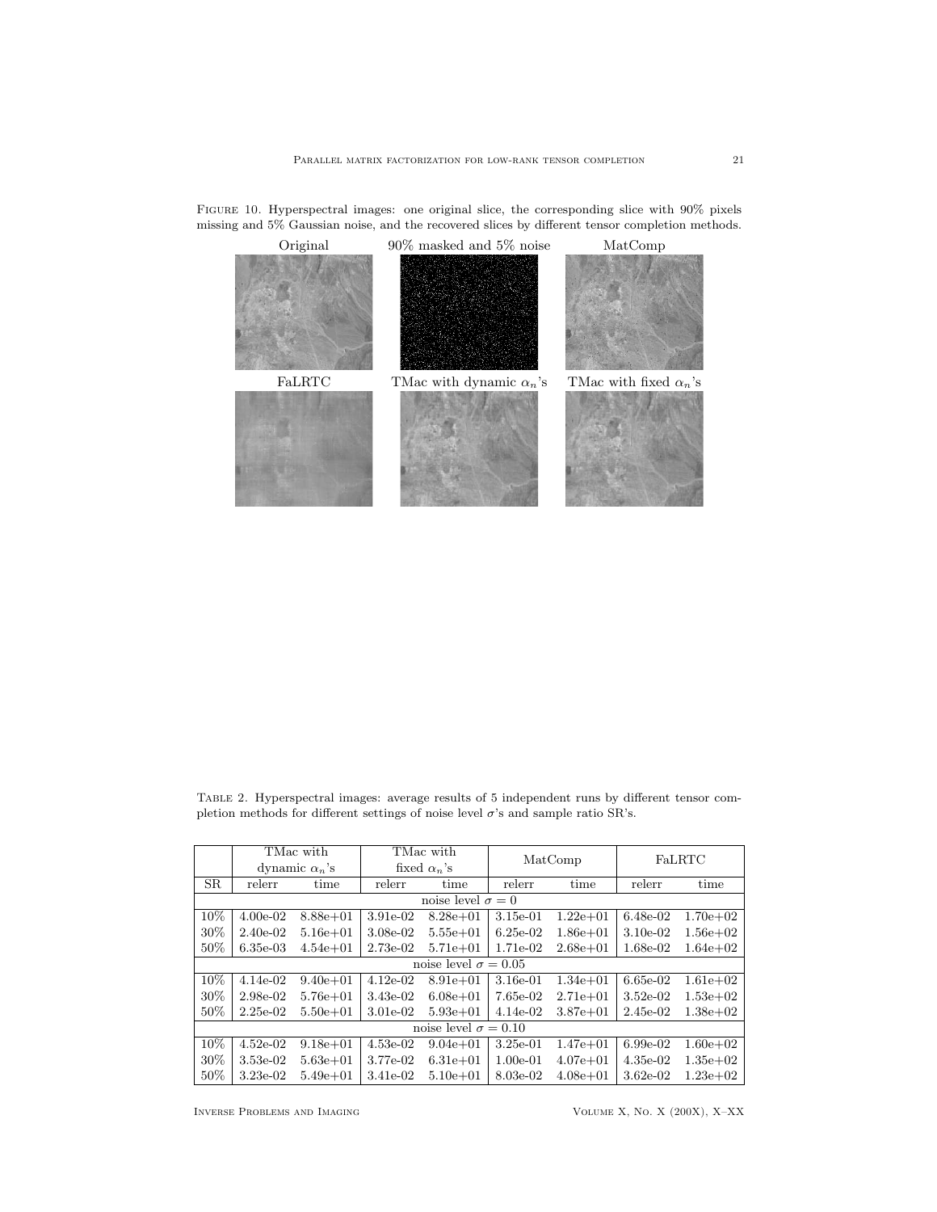Figure 10. Hyperspectral images: one original slice, the corresponding slice with 90% pixels missing and 5% Gaussian noise, and the recovered slices by different tensor completion methods.

Original | 90% masked and 5% noise | MatComp

FaLRTC | TMac with dynamic $\alpha_n$'s | TMac with fixed $\alpha_n$'s

Table 2. Hyperspectral images: average results of 5 independent runs by different tensor completion methods for different settings of noise level $\sigma$'s and sample ratio SR's.

| | TMac with dynamic $\alpha_n$'s | | TMac with fixed $\alpha_n$'s | | MatComp | | FaLRTC | |
|---|---|---|---|---|---|---|---|---|
| SR | relerr | time | relerr | time | relerr | time | relerr | time |
| | | | | noise level $\sigma = 0$ | | | | |
| 10% | 4.00e-02 | 8.88e+01 | 3.91e-02 | 8.28e+01 | 3.15e-01 | 1.22e+01 | 6.48e-02 | 1.70e+02 |
| 30% | 2.40e-02 | 5.16e+01 | 3.08e-02 | 5.55e+01 | 6.25e-02 | 1.86e+01 | 3.10e-02 | 1.56e+02 |
| 50% | 6.35e-03 | 4.54e+01 | 2.73e-02 | 5.71e+01 | 1.71e-02 | 2.68e+01 | 1.68e-02 | 1.64e+02 |
| | | | | noise level $\sigma = 0.05$ | | | | |
| 10% | 4.14e-02 | 9.40e+01 | 4.12e-02 | 8.91e+01 | 3.16e-01 | 1.34e+01 | 6.65e-02 | 1.61e+02 |
| 30% | 2.98e-02 | 5.76e+01 | 3.43e-02 | 6.08e+01 | 7.65e-02 | 2.71e+01 | 3.52e-02 | 1.53e+02 |
| 50% | 2.25e-02 | 5.50e+01 | 3.01e-02 | 5.93e+01 | 4.14e-02 | 3.87e+01 | 2.45e-02 | 1.38e+02 |
| | | | | noise level $\sigma = 0.10$ | | | | |
| 10% | 4.52e-02 | 9.18e+01 | 4.53e-02 | 9.04e+01 | 3.25e-01 | 1.47e+01 | 6.99e-02 | 1.60e+02 |
| 30% | 3.53e-02 | 5.63e+01 | 3.77e-02 | 6.31e+01 | 1.00e-01 | 4.07e+01 | 4.35e-02 | 1.35e+02 |
| 50% | 3.23e-02 | 5.49e+01 | 3.41e-02 | 5.10e+01 | 8.03e-02 | 4.08e+01 | 3.62e-02 | 1.23e+02 |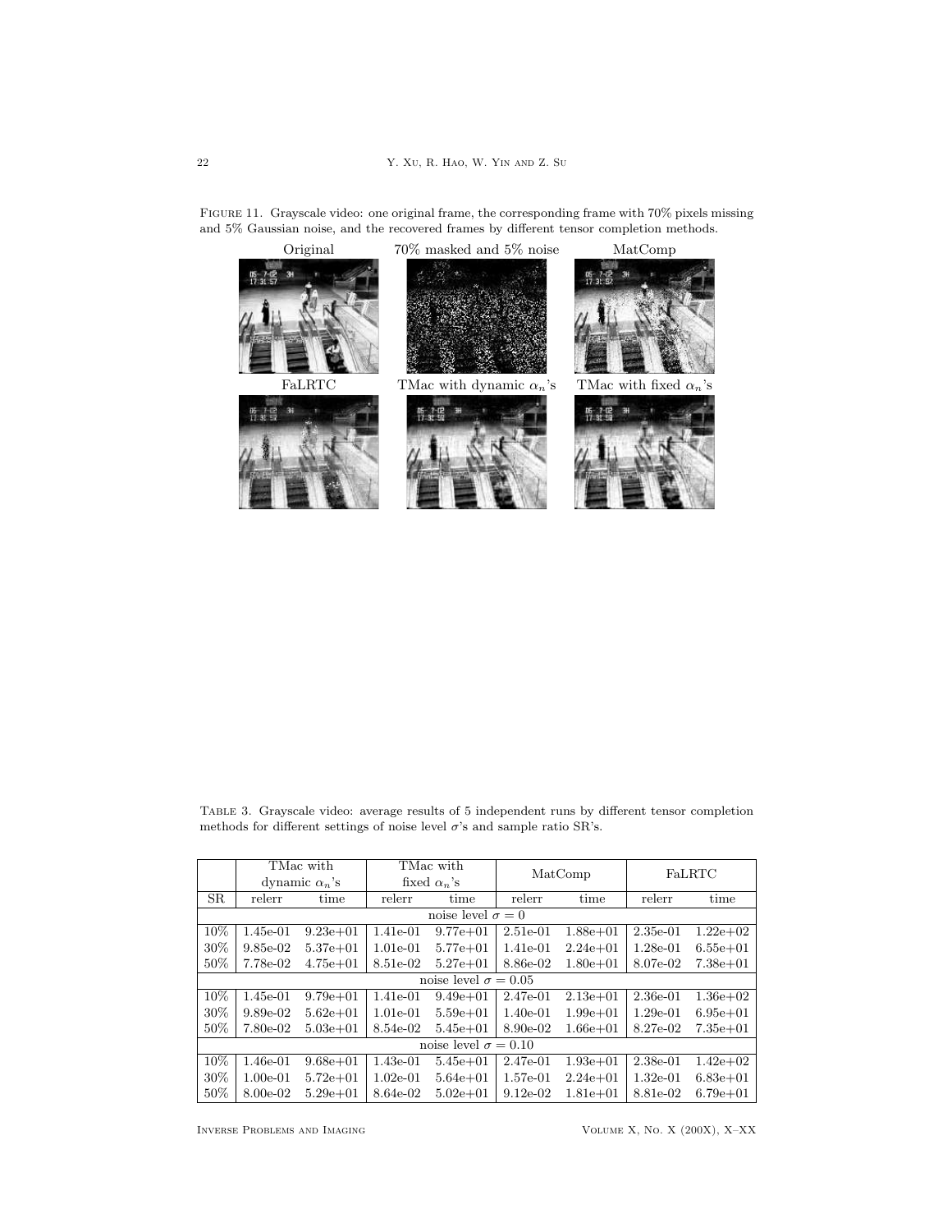FIGURE 11. Grayscale video: one original frame, the corresponding frame with 70% pixels missing and 5% Gaussian noise, and the recovered frames by different tensor completion methods.

TABLE 3. Grayscale video: average results of 5 independent runs by different tensor completion methods for different settings of noise level $\sigma$'s and sample ratio SR's.

| | TMac with dynamic $\alpha_n$'s | | TMac with fixed $\alpha_n$'s | | MatComp | | FaLRTC | |
|---|---|---|---|---|---|---|---|---|
| SR | relerr | time | relerr | time | relerr | time | relerr | time |
| noise level $\sigma = 0$ | | | | | | | | |
| 10% | 1.45e-01 | 9.23e+01 | 1.41e-01 | 9.77e+01 | 2.51e-01 | 1.88e+01 | 2.35e-01 | 1.22e+02 |
| 30% | 9.85e-02 | 5.37e+01 | 1.01e-01 | 5.77e+01 | 1.41e-01 | 2.24e+01 | 1.28e-01 | 6.55e+01 |
| 50% | 7.78e-02 | 4.75e+01 | 8.51e-02 | 5.27e+01 | 8.86e-02 | 1.80e+01 | 8.07e-02 | 7.38e+01 |
| noise level $\sigma = 0.05$ | | | | | | | | |
| 10% | 1.45e-01 | 9.79e+01 | 1.41e-01 | 9.49e+01 | 2.47e-01 | 2.13e+01 | 2.36e-01 | 1.36e+02 |
| 30% | 9.89e-02 | 5.62e+01 | 1.01e-01 | 5.59e+01 | 1.40e-01 | 1.99e+01 | 1.29e-01 | 6.95e+01 |
| 50% | 7.80e-02 | 5.03e+01 | 8.54e-02 | 5.45e+01 | 8.90e-02 | 1.66e+01 | 8.27e-02 | 7.35e+01 |
| noise level $\sigma = 0.10$ | | | | | | | | |
| 10% | 1.46e-01 | 9.68e+01 | 1.43e-01 | 5.45e+01 | 2.47e-01 | 1.93e+01 | 2.38e-01 | 1.42e+02 |
| 30% | 1.00e-01 | 5.72e+01 | 1.02e-01 | 5.64e+01 | 1.57e-01 | 2.24e+01 | 1.32e-01 | 6.83e+01 |
| 50% | 8.00e-02 | 5.29e+01 | 8.64e-02 | 5.02e+01 | 9.12e-02 | 1.81e+01 | 8.81e-02 | 6.79e+01 |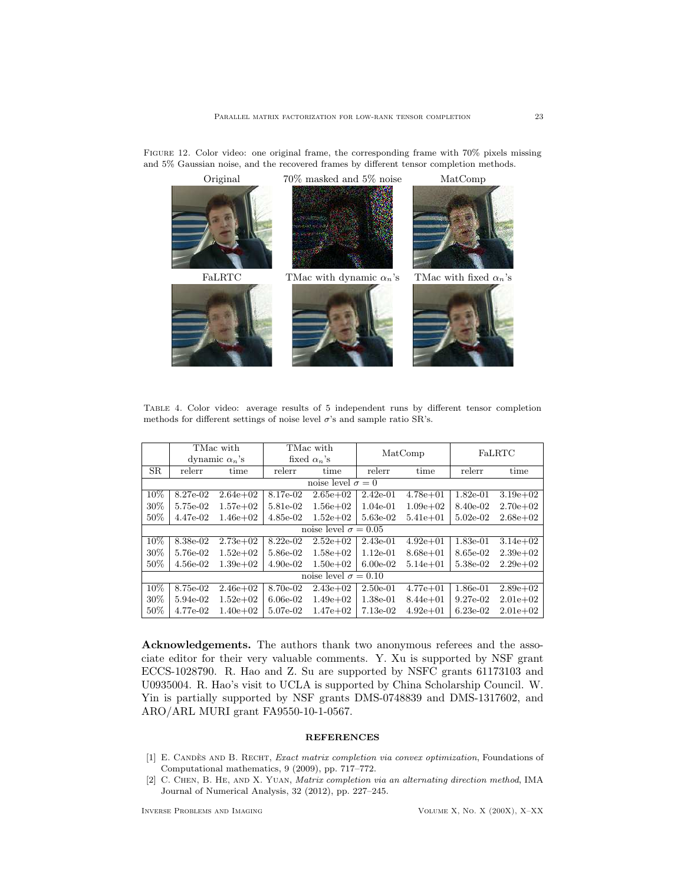Figure 12. Color video: one original frame, the corresponding frame with 70% pixels missing and 5% Gaussian noise, and the recovered frames by different tensor completion methods.

Original | 70% masked and 5% noise | MatComp

FaLRTC | TMac with dynamic $\alpha_n$'s | TMac with fixed $\alpha_n$'s

Table 4. Color video: average results of 5 independent runs by different tensor completion methods for different settings of noise level $\sigma$'s and sample ratio SR's.

| | TMac with dynamic $\alpha_n$'s | | TMac with fixed $\alpha_n$'s | | MatComp | | FaLRTC | |
|---|---|---|---|---|---|---|---|---|
| SR | relerr | time | relerr | time | relerr | time | relerr | time |
| | | | | noise level $\sigma = 0$ | | | | |
| 10% | 8.27e-02 | 2.64e+02 | 8.17e-02 | 2.65e+02 | 2.42e-01 | 4.78e+01 | 1.82e-01 | 3.19e+02 |
| 30% | 5.75e-02 | 1.57e+02 | 5.81e-02 | 1.56e+02 | 1.04e-01 | 1.09e+02 | 8.40e-02 | 2.70e+02 |
| 50% | 4.47e-02 | 1.46e+02 | 4.85e-02 | 1.52e+02 | 5.63e-02 | 5.41e+01 | 5.02e-02 | 2.68e+02 |
| | | | | noise level $\sigma = 0.05$ | | | | |
| 10% | 8.38e-02 | 2.73e+02 | 8.22e-02 | 2.52e+02 | 2.43e-01 | 4.92e+01 | 1.83e-01 | 3.14e+02 |
| 30% | 5.76e-02 | 1.52e+02 | 5.86e-02 | 1.58e+02 | 1.12e-01 | 8.68e+01 | 8.65e-02 | 2.39e+02 |
| 50% | 4.56e-02 | 1.39e+02 | 4.90e-02 | 1.50e+02 | 6.00e-02 | 5.14e+01 | 5.38e-02 | 2.29e+02 |
| | | | | noise level $\sigma = 0.10$ | | | | |
| 10% | 8.75e-02 | 2.46e+02 | 8.70e-02 | 2.43e+02 | 2.50e-01 | 4.77e+01 | 1.86e-01 | 2.89e+02 |
| 30% | 5.94e-02 | 1.52e+02 | 6.06e-02 | 1.49e+02 | 1.38e-01 | 8.44e+01 | 9.27e-02 | 2.01e+02 |
| 50% | 4.77e-02 | 1.40e+02 | 5.07e-02 | 1.47e+02 | 7.13e-02 | 4.92e+01 | 6.23e-02 | 2.01e+02 |

**Acknowledgements.** The authors thank two anonymous referees and the associate editor for their very valuable comments. Y. Xu is supported by NSF grant ECCS-1028790. R. Hao and Z. Su are supported by NSFC grants 61173103 and U0935004. R. Hao's visit to UCLA is supported by China Scholarship Council. W. Yin is partially supported by NSF grants DMS-0748839 and DMS-1317602, and ARO/ARL MURI grant FA9550-10-1-0567.

## REFERENCES

[1] E. Candès and B. Recht, *Exact matrix completion via convex optimization*, Foundations of Computational mathematics, 9 (2009), pp. 717–772.

[2] C. Chen, B. He, and X. Yuan, *Matrix completion via an alternating direction method*, IMA Journal of Numerical Analysis, 32 (2012), pp. 227–245.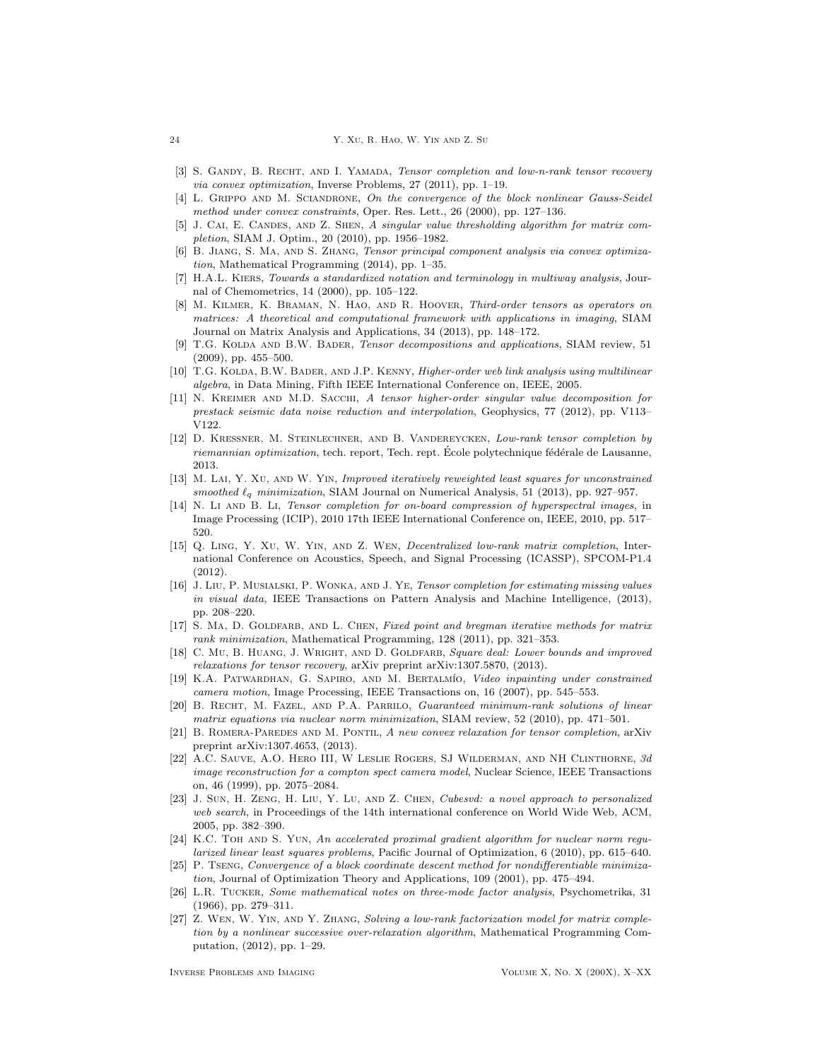[3] S. Gandy, B. Recht, and I. Yamada, *Tensor completion and low-n-rank tensor recovery via convex optimization*, Inverse Problems, 27 (2011), pp. 1–19.

[4] L. Grippo and M. Sciandrone, *On the convergence of the block nonlinear Gauss-Seidel method under convex constraints*, Oper. Res. Lett., 26 (2000), pp. 127–136.

[5] J. Cai, E. Candes, and Z. Shen, *A singular value thresholding algorithm for matrix completion*, SIAM J. Optim., 20 (2010), pp. 1956–1982.

[6] B. Jiang, S. Ma, and S. Zhang, *Tensor principal component analysis via convex optimization*, Mathematical Programming (2014), pp. 1–35.

[7] H.A.L. Kiers, *Towards a standardized notation and terminology in multiway analysis*, Journal of Chemometrics, 14 (2000), pp. 105–122.

[8] M. Kilmer, K. Braman, N. Hao, and R. Hoover, *Third-order tensors as operators on matrices: A theoretical and computational framework with applications in imaging*, SIAM Journal on Matrix Analysis and Applications, 34 (2013), pp. 148–172.

[9] T.G. Kolda and B.W. Bader, *Tensor decompositions and applications*, SIAM review, 51 (2009), pp. 455–500.

[10] T.G. Kolda, B.W. Bader, and J.P. Kenny, *Higher-order web link analysis using multilinear algebra*, in Data Mining, Fifth IEEE International Conference on, IEEE, 2005.

[11] N. Kreimer and M.D. Sacchi, *A tensor higher-order singular value decomposition for prestack seismic data noise reduction and interpolation*, Geophysics, 77 (2012), pp. V113–V122.

[12] D. Kressner, M. Steinlechner, and B. Vandereycken, *Low-rank tensor completion by riemannian optimization*, tech. report, Tech. rept. École polytechnique fédérale de Lausanne, 2013.

[13] M. Lai, Y. Xu, and W. Yin, *Improved iteratively reweighted least squares for unconstrained smoothed $\ell_q$ minimization*, SIAM Journal on Numerical Analysis, 51 (2013), pp. 927–957.

[14] N. Li and B. Li, *Tensor completion for on-board compression of hyperspectral images*, in Image Processing (ICIP), 2010 17th IEEE International Conference on, IEEE, 2010, pp. 517–520.

[15] Q. Ling, Y. Xu, W. Yin, and Z. Wen, *Decentralized low-rank matrix completion*, International Conference on Acoustics, Speech, and Signal Processing (ICASSP), SPCOM-P1.4 (2012).

[16] J. Liu, P. Musialski, P. Wonka, and J. Ye, *Tensor completion for estimating missing values in visual data*, IEEE Transactions on Pattern Analysis and Machine Intelligence, (2013), pp. 208–220.

[17] S. Ma, D. Goldfarb, and L. Chen, *Fixed point and bregman iterative methods for matrix rank minimization*, Mathematical Programming, 128 (2011), pp. 321–353.

[18] C. Mu, B. Huang, J. Wright, and D. Goldfarb, *Square deal: Lower bounds and improved relaxations for tensor recovery*, arXiv preprint arXiv:1307.5870, (2013).

[19] K.A. Patwardhan, G. Sapiro, and M. Bertalmío, *Video inpainting under constrained camera motion*, Image Processing, IEEE Transactions on, 16 (2007), pp. 545–553.

[20] B. Recht, M. Fazel, and P.A. Parrilo, *Guaranteed minimum-rank solutions of linear matrix equations via nuclear norm minimization*, SIAM review, 52 (2010), pp. 471–501.

[21] B. Romera-Paredes and M. Pontil, *A new convex relaxation for tensor completion*, arXiv preprint arXiv:1307.4653, (2013).

[22] A.C. Sauve, A.O. Hero III, W Leslie Rogers, SJ Wilderman, and NH Clinthorne, *3d image reconstruction for a compton spect camera model*, Nuclear Science, IEEE Transactions on, 46 (1999), pp. 2075–2084.

[23] J. Sun, H. Zeng, H. Liu, Y. Lu, and Z. Chen, *Cubesvd: a novel approach to personalized web search*, in Proceedings of the 14th international conference on World Wide Web, ACM, 2005, pp. 382–390.

[24] K.C. Toh and S. Yun, *An accelerated proximal gradient algorithm for nuclear norm regularized linear least squares problems*, Pacific Journal of Optimization, 6 (2010), pp. 615–640.

[25] P. Tseng, *Convergence of a block coordinate descent method for nondifferentiable minimization*, Journal of Optimization Theory and Applications, 109 (2001), pp. 475–494.

[26] L.R. Tucker, *Some mathematical notes on three-mode factor analysis*, Psychometrika, 31 (1966), pp. 279–311.

[27] Z. Wen, W. Yin, and Y. Zhang, *Solving a low-rank factorization model for matrix completion by a nonlinear successive over-relaxation algorithm*, Mathematical Programming Computation, (2012), pp. 1–29.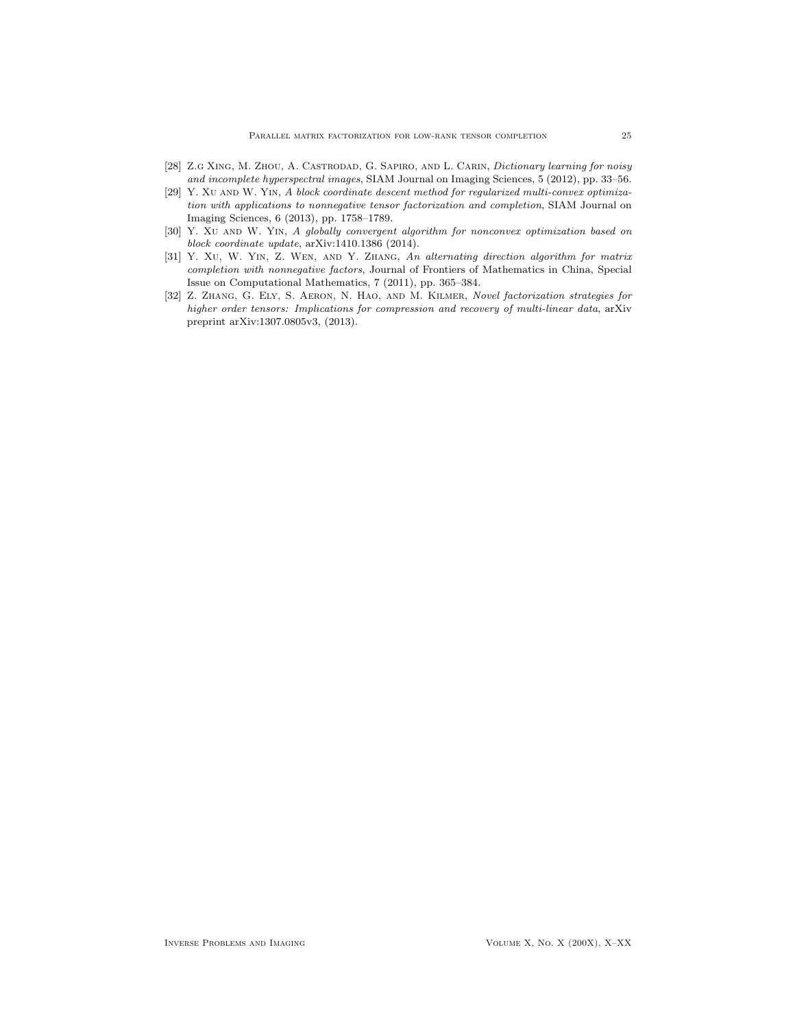[28] Z.G Xing, M. Zhou, A. Castrodad, G. Sapiro, and L. Carin, *Dictionary learning for noisy and incomplete hyperspectral images*, SIAM Journal on Imaging Sciences, 5 (2012), pp. 33–56.

[29] Y. Xu and W. Yin, *A block coordinate descent method for regularized multi-convex optimization with applications to nonnegative tensor factorization and completion*, SIAM Journal on Imaging Sciences, 6 (2013), pp. 1758–1789.

[30] Y. Xu and W. Yin, *A globally convergent algorithm for nonconvex optimization based on block coordinate update*, arXiv:1410.1386 (2014).

[31] Y. Xu, W. Yin, Z. Wen, and Y. Zhang, *An alternating direction algorithm for matrix completion with nonnegative factors*, Journal of Frontiers of Mathematics in China, Special Issue on Computational Mathematics, 7 (2011), pp. 365–384.

[32] Z. Zhang, G. Ely, S. Aeron, N. Hao, and M. Kilmer, *Novel factorization strategies for higher order tensors: Implications for compression and recovery of multi-linear data*, arXiv preprint arXiv:1307.0805v3, (2013).